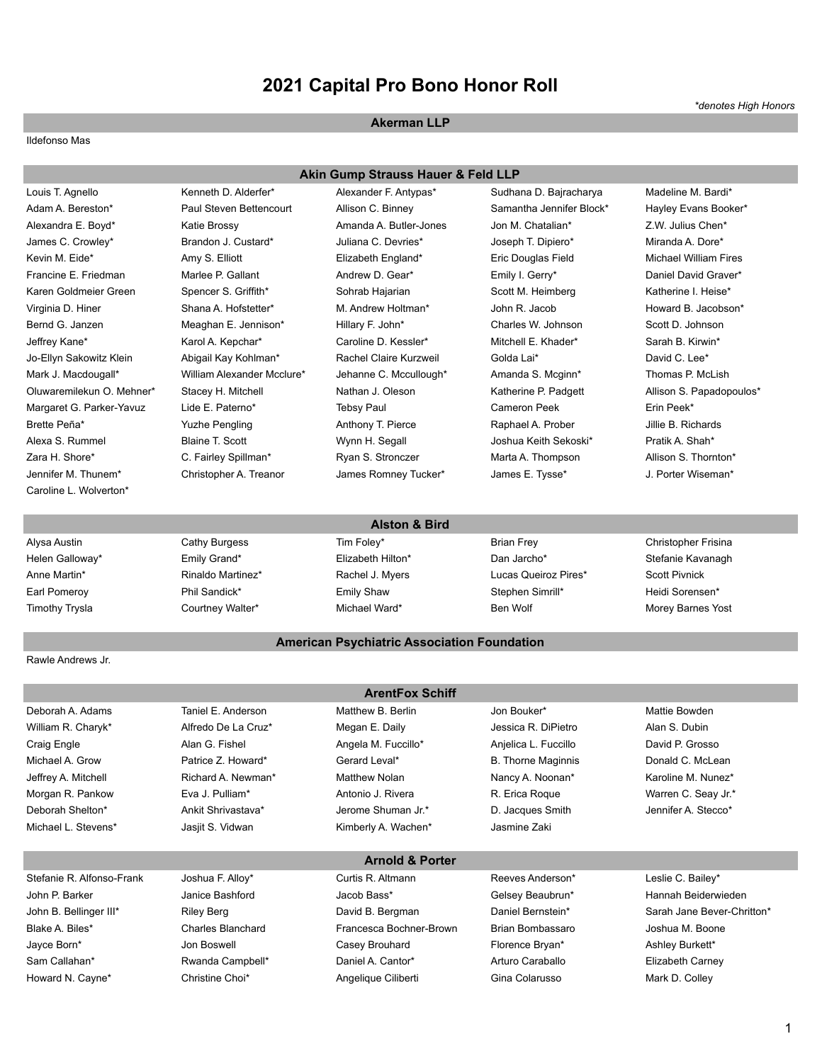# 2021 Capital Pro Bono Honor Roll

*\*denotes High Honors*

## Akerman LLP

Ildefonso Mas

## Akin Gump Strauss Hauer & Feld LLP

| | | | | |
|---|---|---|---|---|
| Louis T. Agnello | Kenneth D. Alderfer* | Alexander F. Antypas* | Sudhana D. Bajracharya | Madeline M. Bardi* |
| Adam A. Bereston* | Paul Steven Bettencourt | Allison C. Binney | Samantha Jennifer Block* | Hayley Evans Booker* |
| Alexandra E. Boyd* | Katie Brossy | Amanda A. Butler-Jones | Jon M. Chatalian* | Z.W. Julius Chen* |
| James C. Crowley* | Brandon J. Custard* | Juliana C. Devries* | Joseph T. Dipiero* | Miranda A. Dore* |
| Kevin M. Eide* | Amy S. Elliott | Elizabeth England* | Eric Douglas Field | Michael William Fires |
| Francine E. Friedman | Marlee P. Gallant | Andrew D. Gear* | Emily I. Gerry* | Daniel David Graver* |
| Karen Goldmeier Green | Spencer S. Griffith* | Sohrab Hajarian | Scott M. Heimberg | Katherine I. Heise* |
| Virginia D. Hiner | Shana A. Hofstetter* | M. Andrew Holtman* | John R. Jacob | Howard B. Jacobson* |
| Bernd G. Janzen | Meaghan E. Jennison* | Hillary F. John* | Charles W. Johnson | Scott D. Johnson |
| Jeffrey Kane* | Karol A. Kepchar* | Caroline D. Kessler* | Mitchell E. Khader* | Sarah B. Kirwin* |
| Jo-Ellyn Sakowitz Klein | Abigail Kay Kohlman* | Rachel Claire Kurzweil | Golda Lai* | David C. Lee* |
| Mark J. Macdougall* | William Alexander Mcclure* | Jehanne C. Mccullough* | Amanda S. Mcginn* | Thomas P. McLish |
| Oluwaremilekun O. Mehner* | Stacey H. Mitchell | Nathan J. Oleson | Katherine P. Padgett | Allison S. Papadopoulos* |
| Margaret G. Parker-Yavuz | Lide E. Paterno* | Tebsy Paul | Cameron Peek | Erin Peek* |
| Brette Peña* | Yuzhe Pengling | Anthony T. Pierce | Raphael A. Prober | Jillie B. Richards |
| Alexa S. Rummel | Blaine T. Scott | Wynn H. Segall | Joshua Keith Sekoski* | Pratik A. Shah* |
| Zara H. Shore* | C. Fairley Spillman* | Ryan S. Stronczer | Marta A. Thompson | Allison S. Thornton* |
| Jennifer M. Thunem* | Christopher A. Treanor | James Romney Tucker* | James E. Tysse* | J. Porter Wiseman* |
| Caroline L. Wolverton* | | | | |

## Alston & Bird

| | | | | |
|---|---|---|---|---|
| Alysa Austin | Cathy Burgess | Tim Foley* | Brian Frey | Christopher Frisina |
| Helen Galloway* | Emily Grand* | Elizabeth Hilton* | Dan Jarcho* | Stefanie Kavanagh |
| Anne Martin* | Rinaldo Martinez* | Rachel J. Myers | Lucas Queiroz Pires* | Scott Pivnick |
| Earl Pomeroy | Phil Sandick* | Emily Shaw | Stephen Simrill* | Heidi Sorensen* |
| Timothy Trysla | Courtney Walter* | Michael Ward* | Ben Wolf | Morey Barnes Yost |

## American Psychiatric Association Foundation

Rawle Andrews Jr.

## ArentFox Schiff

| | | | | |
|---|---|---|---|---|
| Deborah A. Adams | Taniel E. Anderson | Matthew B. Berlin | Jon Bouker* | Mattie Bowden |
| William R. Charyk* | Alfredo De La Cruz* | Megan E. Daily | Jessica R. DiPietro | Alan S. Dubin |
| Craig Engle | Alan G. Fishel | Angela M. Fuccillo* | Anjelica L. Fuccillo | David P. Grosso |
| Michael A. Grow | Patrice Z. Howard* | Gerard Leval* | B. Thorne Maginnis | Donald C. McLean |
| Jeffray A. Mitchell | Richard A. Newman* | Matthew Nolan | Nancy A. Noonan* | Karoline M. Nunez* |
| Morgan R. Pankow | Eva J. Pulliam* | Antonio J. Rivera | R. Erica Roque | Warren C. Seay Jr.* |
| Deborah Shelton* | Ankit Shrivastava* | Jerome Shuman Jr.* | D. Jacques Smith | Jennifer A. Stecco* |
| Michael L. Stevens* | Jasjit S. Vidwan | Kimberly A. Wachen* | Jasmine Zaki | |

## Arnold & Porter

| | | | | |
|---|---|---|---|---|
| Stefanie R. Alfonso-Frank | Joshua F. Alloy* | Curtis R. Altmann | Reeves Anderson* | Leslie C. Bailey* |
| John P. Barker | Janice Bashford | Jacob Bass* | Gelsey Beaubrun* | Hannah Beiderwieden |
| John B. Bellinger III* | Riley Berg | David B. Bergman | Daniel Bernstein* | Sarah Jane Bever-Chritton* |
| Blake A. Biles* | Charles Blanchard | Francesca Bochner-Brown | Brian Bombassaro | Joshua M. Boone |
| Jayce Born* | Jon Boswell | Casey Brouhard | Florence Bryan* | Ashley Burkett* |
| Sam Callahan* | Rwanda Campbell* | Daniel A. Cantor* | Arturo Caraballo | Elizabeth Carney |
| Howard N. Cayne* | Christine Choi* | Angelique Ciliberti | Gina Colarusso | Mark D. Colley |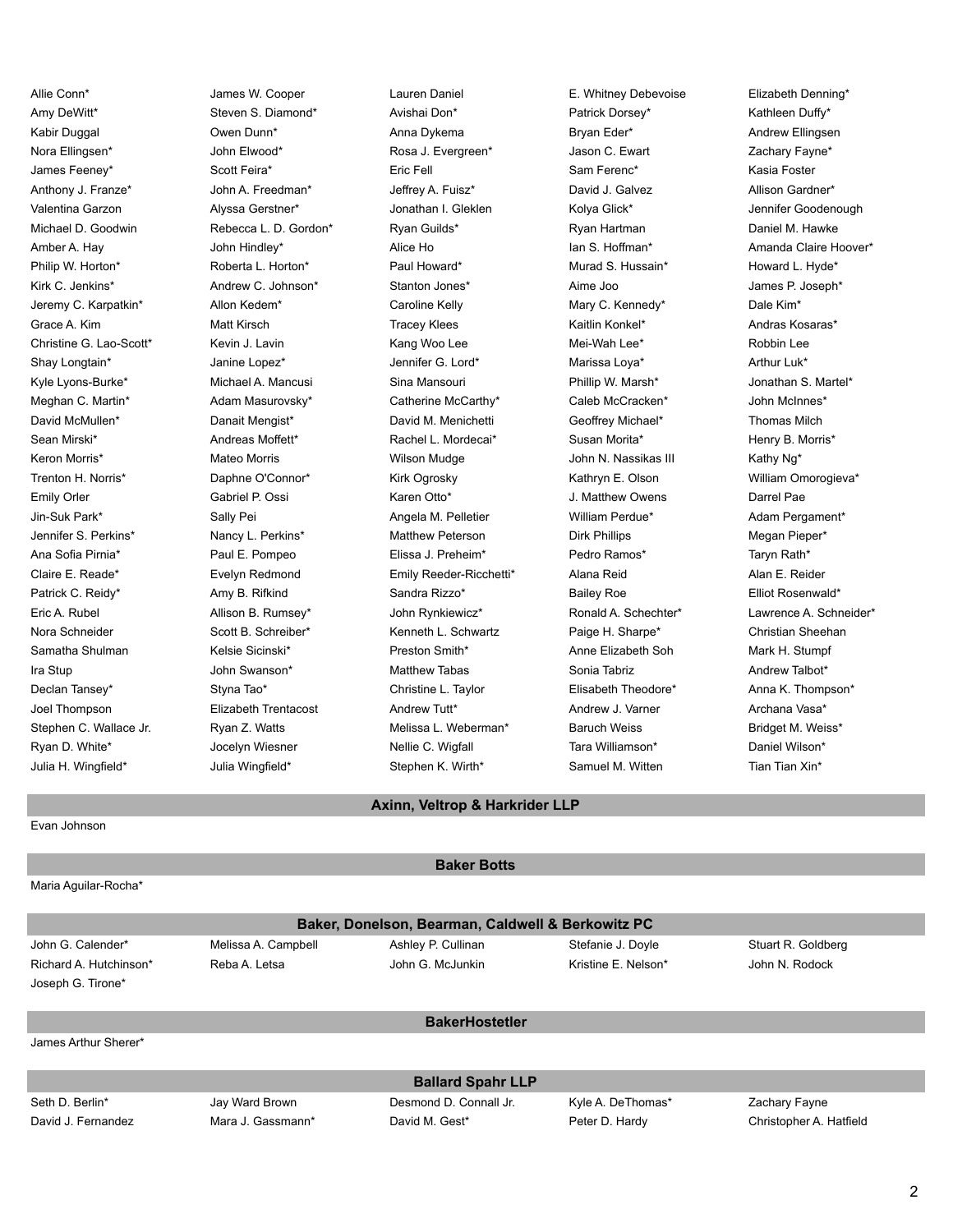| | | | | |
|---|---|---|---|---|
| Allie Conn* | James W. Cooper | Lauren Daniel | E. Whitney Debevoise | Elizabeth Denning* |
| Amy DeWitt* | Steven S. Diamond* | Avishai Don* | Patrick Dorsey* | Kathleen Duffy* |
| Kabir Duggal | Owen Dunn* | Anna Dykema | Bryan Eder* | Andrew Ellingsen |
| Nora Ellingsen* | John Elwood* | Rosa J. Evergreen* | Jason C. Ewart | Zachary Fayne* |
| James Feeney* | Scott Feira* | Eric Fell | Sam Ferenc* | Kasia Foster |
| Anthony J. Franze* | John A. Freedman* | Jeffrey A. Fuisz* | David J. Galvez | Allison Gardner* |
| Valentina Garzon | Alyssa Gerstner* | Jonathan I. Gleklen | Kolya Glick* | Jennifer Goodenough |
| Michael D. Goodwin | Rebecca L. D. Gordon* | Ryan Guilds* | Ryan Hartman | Daniel M. Hawke |
| Amber A. Hay | John Hindley* | Alice Ho | Ian S. Hoffman* | Amanda Claire Hoover* |
| Philip W. Horton* | Roberta L. Horton* | Paul Howard* | Murad S. Hussain* | Howard L. Hyde* |
| Kirk C. Jenkins* | Andrew C. Johnson* | Stanton Jones* | Aime Joo | James P. Joseph* |
| Jeremy C. Karpatkin* | Allon Kedem* | Caroline Kelly | Mary C. Kennedy* | Dale Kim* |
| Grace A. Kim | Matt Kirsch | Tracey Klees | Kaitlin Konkel* | Andras Kosaras* |
| Christine G. Lao-Scott* | Kevin J. Lavin | Kang Woo Lee | Mei-Wah Lee* | Robbin Lee |
| Shay Longtain* | Janine Lopez* | Jennifer G. Lord* | Marissa Loya* | Arthur Luk* |
| Kyle Lyons-Burke* | Michael A. Mancusi | Sina Mansouri | Phillip W. Marsh* | Jonathan S. Martel* |
| Meghan C. Martin* | Adam Masurovsky* | Catherine McCarthy* | Caleb McCracken* | John McInnes* |
| David McMullen* | Danait Mengist* | David M. Menichetti | Geoffrey Michael* | Thomas Milch |
| Sean Mirski* | Andreas Moffett* | Rachel L. Mordecai* | Susan Morita* | Henry B. Morris* |
| Keron Morris* | Mateo Morris | Wilson Mudge | John N. Nassikas III | Kathy Ng* |
| Trenton H. Norris* | Daphne O'Connor* | Kirk Ogrosky | Kathryn E. Olson | William Omorogieva* |
| Emily Orler | Gabriel P. Ossi | Karen Otto* | J. Matthew Owens | Darrel Pae |
| Jin-Suk Park* | Sally Pei | Angela M. Pelletier | William Perdue* | Adam Pergament* |
| Jennifer S. Perkins* | Nancy L. Perkins* | Matthew Peterson | Dirk Phillips | Megan Pieper* |
| Ana Sofia Pirnia* | Paul E. Pompeo | Elissa J. Preheim* | Pedro Ramos* | Taryn Rath* |
| Claire E. Reade* | Evelyn Redmond | Emily Reeder-Ricchetti* | Alana Reid | Alan E. Reider |
| Patrick C. Reidy* | Amy B. Rifkind | Sandra Rizzo* | Bailey Roe | Elliot Rosenwald* |
| Eric A. Rubel | Allison B. Rumsey* | John Rynkiewicz* | Ronald A. Schechter* | Lawrence A. Schneider* |
| Nora Schneider | Scott B. Schreiber* | Kenneth L. Schwartz | Paige H. Sharpe* | Christian Sheehan |
| Samatha Shulman | Kelsie Sicinski* | Preston Smith* | Anne Elizabeth Soh | Mark H. Stumpf |
| Ira Stup | John Swanson* | Matthew Tabas | Sonia Tabriz | Andrew Talbot* |
| Declan Tansey* | Styna Tao* | Christine L. Taylor | Elisabeth Theodore* | Anna K. Thompson* |
| Joel Thompson | Elizabeth Trentacost | Andrew Tutt* | Andrew J. Varner | Archana Vasa* |
| Stephen C. Wallace Jr. | Ryan Z. Watts | Melissa L. Weberman* | Baruch Weiss | Bridget M. Weiss* |
| Ryan D. White* | Jocelyn Wiesner | Nellie C. Wigfall | Tara Williamson* | Daniel Wilson* |
| Julia H. Wingfield* | Julia Wingfield* | Stephen K. Wirth* | Samuel M. Witten | Tian Tian Xin* |

## Axinn, Veltrop & Harkrider LLP

Evan Johnson

## Baker Botts

Maria Aguilar-Rocha*

## Baker, Donelson, Bearman, Caldwell & Berkowitz PC

| | | | | |
|---|---|---|---|---|
| John G. Calender* | Melissa A. Campbell | Ashley P. Cullinan | Stefanie J. Doyle | Stuart R. Goldberg |
| Richard A. Hutchinson* | Reba A. Letsa | John G. McJunkin | Kristine E. Nelson* | John N. Rodock |
| Joseph G. Tirone* | | | | |

## BakerHostetler

James Arthur Sherer*

## Ballard Spahr LLP

| | | | | |
|---|---|---|---|---|
| Seth D. Berlin* | Jay Ward Brown | Desmond D. Connall Jr. | Kyle A. DeThomas* | Zachary Fayne |
| David J. Fernandez | Mara J. Gassmann* | David M. Gest* | Peter D. Hardy | Christopher A. Hatfield |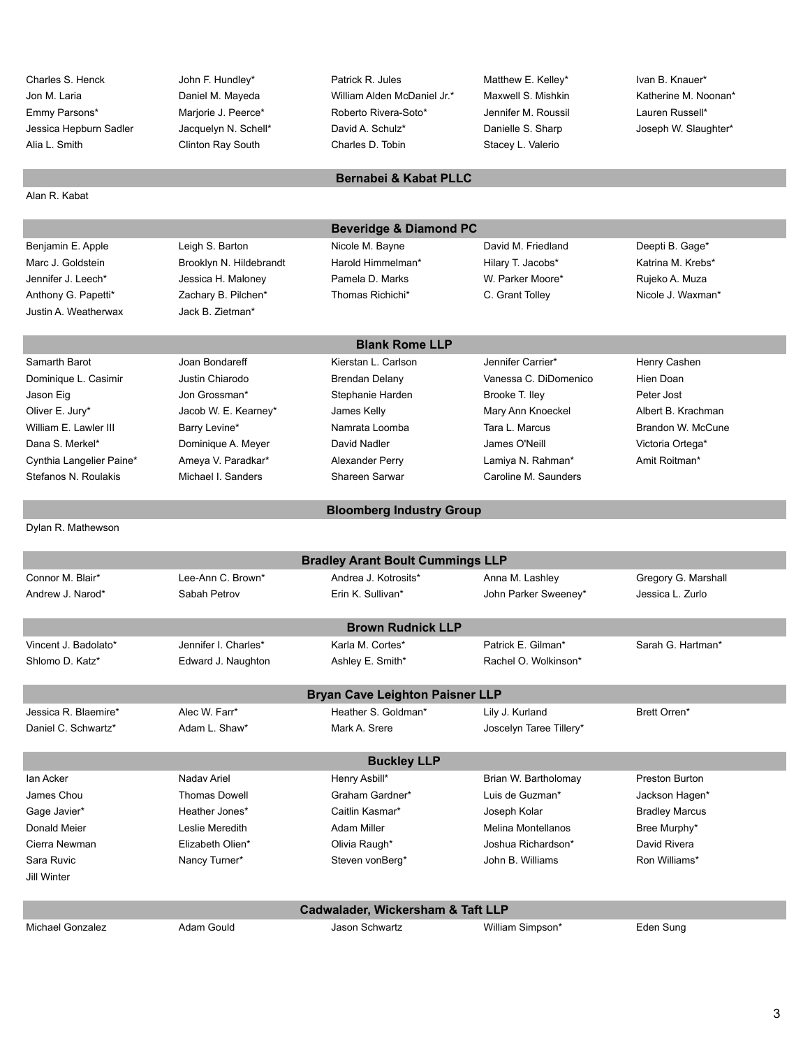| | | | | |
|---|---|---|---|---|
| Charles S. Henck | John F. Hundley* | Patrick R. Jules | Matthew E. Kelley* | Ivan B. Knauer* |
| Jon M. Laria | Daniel M. Mayeda | William Alden McDaniel Jr.* | Maxwell S. Mishkin | Katherine M. Noonan* |
| Emmy Parsons* | Marjorie J. Peerce* | Roberto Rivera-Soto* | Jennifer M. Roussil | Lauren Russell* |
| Jessica Hepburn Sadler | Jacquelyn N. Schell* | David A. Schulz* | Danielle S. Sharp | Joseph W. Slaughter* |
| Alia L. Smith | Clinton Ray South | Charles D. Tobin | Stacey L. Valerio | |

## Bernabei & Kabat PLLC

Alan R. Kabat

## Beveridge & Diamond PC

| | | | | |
|---|---|---|---|---|
| Benjamin E. Apple | Leigh S. Barton | Nicole M. Bayne | David M. Friedland | Deepti B. Gage* |
| Marc J. Goldstein | Brooklyn N. Hildebrandt | Harold Himmelman* | Hilary T. Jacobs* | Katrina M. Krebs* |
| Jennifer J. Leech* | Jessica H. Maloney | Pamela D. Marks | W. Parker Moore* | Rujeko A. Muza |
| Anthony G. Papetti* | Zachary B. Pilchen* | Thomas Richichi* | C. Grant Tolley | Nicole J. Waxman* |
| Justin A. Weatherwax | Jack B. Zietman* | | | |

## Blank Rome LLP

| | | | | |
|---|---|---|---|---|
| Samarth Barot | Joan Bondareff | Kierstan L. Carlson | Jennifer Carrier* | Henry Cashen |
| Dominique L. Casimir | Justin Chiarodo | Brendan Delany | Vanessa C. DiDomenico | Hien Doan |
| Jason Eig | Jon Grossman* | Stephanie Harden | Brooke T. Iley | Peter Jost |
| Oliver E. Jury* | Jacob W. E. Kearney* | James Kelly | Mary Ann Knoeckel | Albert B. Krachman |
| William E. Lawler III | Barry Levine* | Namrata Loomba | Tara L. Marcus | Brandon W. McCune |
| Dana S. Merkel* | Dominique A. Meyer | David Nadler | James O'Neill | Victoria Ortega* |
| Cynthia Langelier Paine* | Ameya V. Paradkar* | Alexander Perry | Lamiya N. Rahman* | Amit Roitman* |
| Stefanos N. Roulakis | Michael I. Sanders | Shareen Sarwar | Caroline M. Saunders | |

## Bloomberg Industry Group

Dylan R. Mathewson

## Bradley Arant Boult Cummings LLP

| | | | | |
|---|---|---|---|---|
| Connor M. Blair* | Lee-Ann C. Brown* | Andrea J. Kotrosits* | Anna M. Lashley | Gregory G. Marshall |
| Andrew J. Narod* | Sabah Petrov | Erin K. Sullivan* | John Parker Sweeney* | Jessica L. Zurlo |

## Brown Rudnick LLP

| | | | | |
|---|---|---|---|---|
| Vincent J. Badolato* | Jennifer I. Charles* | Karla M. Cortes* | Patrick E. Gilman* | Sarah G. Hartman* |
| Shlomo D. Katz* | Edward J. Naughton | Ashley E. Smith* | Rachel O. Wolkinson* | |

## Bryan Cave Leighton Paisner LLP

| | | | | |
|---|---|---|---|---|
| Jessica R. Blaemire* | Alec W. Farr* | Heather S. Goldman* | Lily J. Kurland | Brett Orren* |
| Daniel C. Schwartz* | Adam L. Shaw* | Mark A. Srere | Joscelyn Taree Tillery* | |

## Buckley LLP

| | | | | |
|---|---|---|---|---|
| Ian Acker | Nadav Ariel | Henry Asbill* | Brian W. Bartholomay | Preston Burton |
| James Chou | Thomas Dowell | Graham Gardner* | Luis de Guzman* | Jackson Hagen* |
| Gage Javier* | Heather Jones* | Caitlin Kasmar* | Joseph Kolar | Bradley Marcus |
| Donald Meier | Leslie Meredith | Adam Miller | Melina Montellanos | Bree Murphy* |
| Cierra Newman | Elizabeth Olien* | Olivia Raugh* | Joshua Richardson* | David Rivera |
| Sara Ruvic | Nancy Turner* | Steven vonBerg* | John B. Williams | Ron Williams* |
| Jill Winter | | | | |

## Cadwalader, Wickersham & Taft LLP

| | | | | |
|---|---|---|---|---|
| Michael Gonzalez | Adam Gould | Jason Schwartz | William Simpson* | Eden Sung |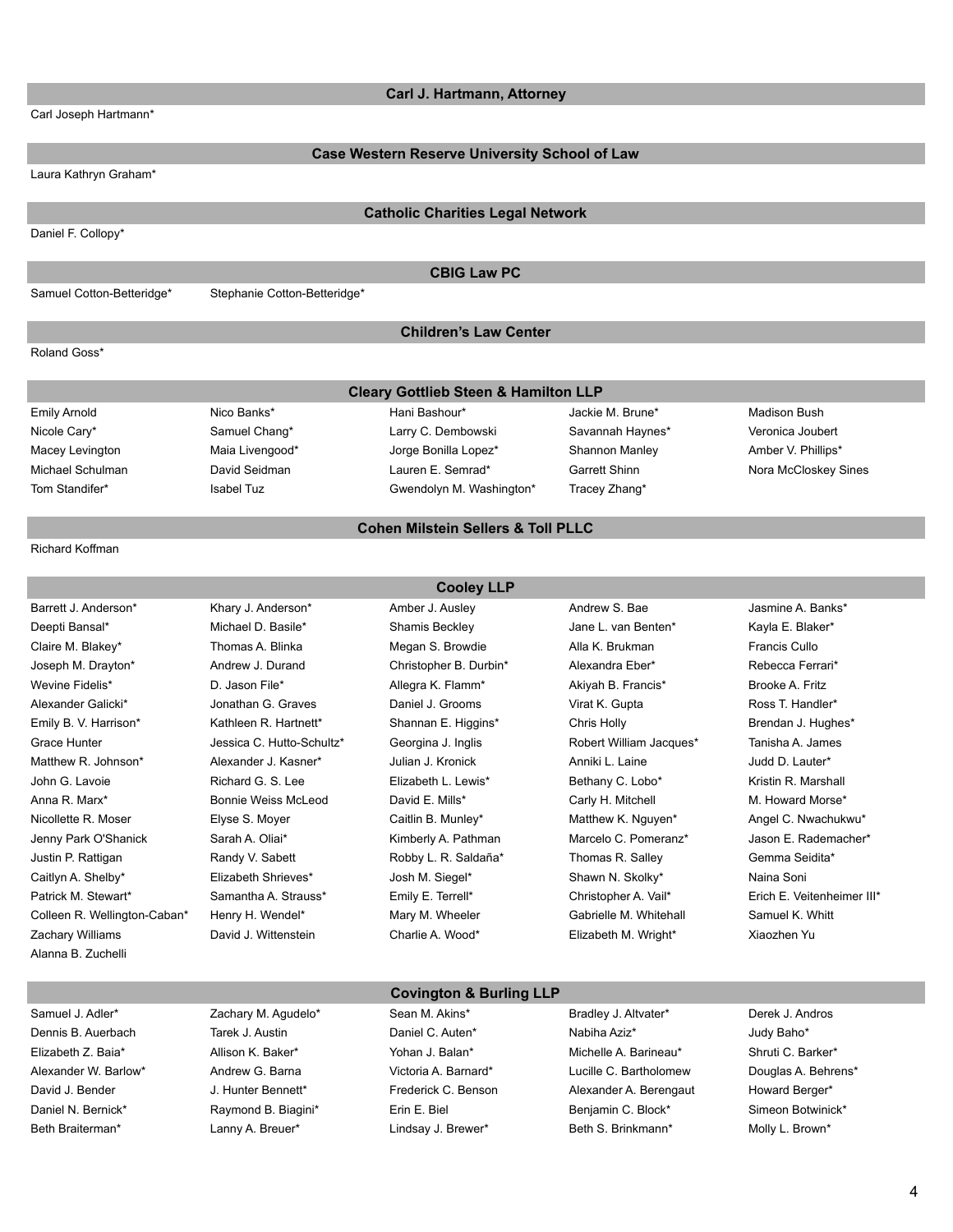## Carl J. Hartmann, Attorney

Carl Joseph Hartmann*

## Case Western Reserve University School of Law

Laura Kathryn Graham*

## Catholic Charities Legal Network

Daniel F. Collopy*

## CBIG Law PC

Samuel Cotton-Betteridge*
Stephanie Cotton-Betteridge*

## Children's Law Center

Roland Goss*

## Cleary Gottlieb Steen & Hamilton LLP

| | | | | |
|---|---|---|---|---|
| Emily Arnold | Nico Banks* | Hani Bashour* | Jackie M. Brune* | Madison Bush |
| Nicole Cary* | Samuel Chang* | Larry C. Dembowski | Savannah Haynes* | Veronica Joubert |
| Macey Levington | Maia Livengood* | Jorge Bonilla Lopez* | Shannon Manley | Amber V. Phillips* |
| Michael Schulman | David Seidman | Lauren E. Semrad* | Garrett Shinn | Nora McCloskey Sines |
| Tom Standifer* | Isabel Tuz | Gwendolyn M. Washington* | Tracey Zhang* | |

## Cohen Milstein Sellers & Toll PLLC

Richard Koffman

## Cooley LLP

| | | | | |
|---|---|---|---|---|
| Barrett J. Anderson* | Khary J. Anderson* | Amber J. Ausley | Andrew S. Bae | Jasmine A. Banks* |
| Deepti Bansal* | Michael D. Basile* | Shamis Beckley | Jane L. van Benten* | Kayla E. Blaker* |
| Claire M. Blakey* | Thomas A. Blinka | Megan S. Browdie | Alla K. Brukman | Francis Cullo |
| Joseph M. Drayton* | Andrew J. Durand | Christopher B. Durbin* | Alexandra Eber* | Rebecca Ferrari* |
| Wevine Fidelis* | D. Jason File* | Allegra K. Flamm* | Akiyah B. Francis* | Brooke A. Fritz |
| Alexander Galicki* | Jonathan G. Graves | Daniel J. Grooms | Virat K. Gupta | Ross T. Handler* |
| Emily B. V. Harrison* | Kathleen R. Hartnett* | Shannan E. Higgins* | Chris Holly | Brendan J. Hughes* |
| Grace Hunter | Jessica C. Hutto-Schultz* | Georgina J. Inglis | Robert William Jacques* | Tanisha A. James |
| Matthew R. Johnson* | Alexander J. Kasner* | Julian J. Kronick | Anniki L. Laine | Judd D. Lauter* |
| John G. Lavoie | Richard G. S. Lee | Elizabeth L. Lewis* | Bethany C. Lobo* | Kristin R. Marshall |
| Anna R. Marx* | Bonnie Weiss McLeod | David E. Mills* | Carly H. Mitchell | M. Howard Morse* |
| Nicollette R. Moser | Elyse S. Moyer | Caitlin B. Munley* | Matthew K. Nguyen* | Angel C. Nwachukwu* |
| Jenny Park O'Shanick | Sarah A. Oliai* | Kimberly A. Pathman | Marcelo C. Pomeranz* | Jason E. Rademacher* |
| Justin P. Rattigan | Randy V. Sabett | Robby L. R. Saldaña* | Thomas R. Salley | Gemma Seidita* |
| Caitlyn A. Shelby* | Elizabeth Shrieves* | Josh M. Siegel* | Shawn N. Skolky* | Naina Soni |
| Patrick M. Stewart* | Samantha A. Strauss* | Emily E. Terrell* | Christopher A. Vail* | Erich E. Veitenheimer III* |
| Colleen R. Wellington-Caban* | Henry H. Wendel* | Mary M. Wheeler | Gabrielle M. Whitehall | Samuel K. Whitt |
| Zachary Williams | David J. Wittenstein | Charlie A. Wood* | Elizabeth M. Wright* | Xiaozhen Yu |
| Alanna B. Zuchelli | | | | |

## Covington & Burling LLP

| | | | | |
|---|---|---|---|---|
| Samuel J. Adler* | Zachary M. Agudelo* | Sean M. Akins* | Bradley J. Altvater* | Derek J. Andros |
| Dennis B. Auerbach | Tarek J. Austin | Daniel C. Auten* | Nabiha Aziz* | Judy Baho* |
| Elizabeth Z. Baia* | Allison K. Baker* | Yohan J. Balan* | Michelle A. Barineau* | Shruti C. Barker* |
| Alexander W. Barlow* | Andrew G. Barna | Victoria A. Barnard* | Lucille C. Bartholomew | Douglas A. Behrens* |
| David J. Bender | J. Hunter Bennett* | Frederick C. Benson | Alexander A. Berengaut | Howard Berger* |
| Daniel N. Bernick* | Raymond B. Biagini* | Erin E. Biel | Benjamin C. Block* | Simeon Botwinick* |
| Beth Braiterman* | Lanny A. Breuer* | Lindsay J. Brewer* | Beth S. Brinkmann* | Molly L. Brown* |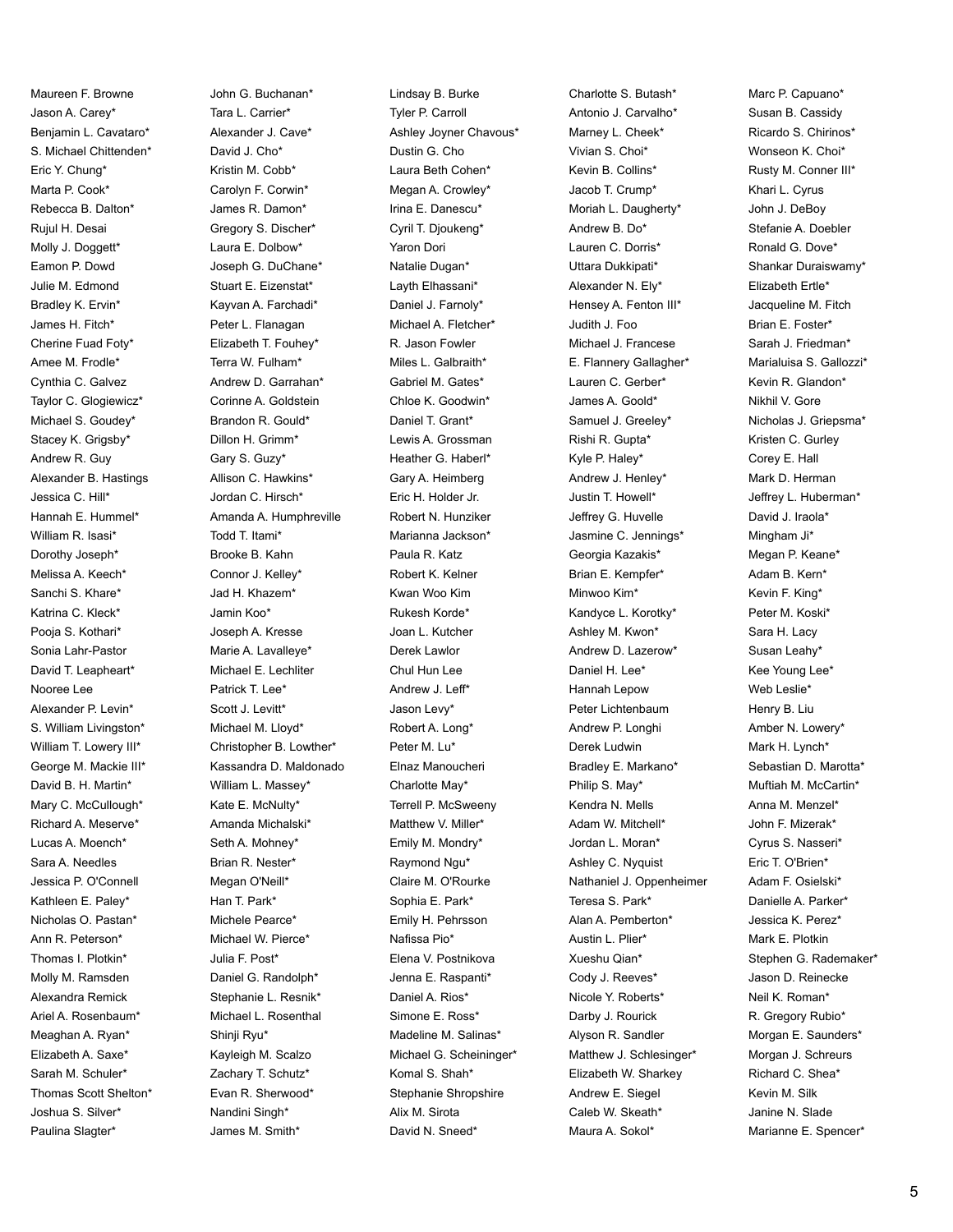Maureen F. Browne
Jason A. Carey*
Benjamin L. Cavataro*
S. Michael Chittenden*
Eric Y. Chung*
Marta P. Cook*
Rebecca B. Dalton*
Rujul H. Desai
Molly J. Doggett*
Eamon P. Dowd
Julie M. Edmond
Bradley K. Ervin*
James H. Fitch*
Cherine Fuad Foty*
Amee M. Frodle*
Cynthia C. Galvez
Taylor C. Glogiewicz*
Michael S. Goudey*
Stacey K. Grigsby*
Andrew R. Guy
Alexander B. Hastings
Jessica C. Hill*
Hannah E. Hummel*
William R. Isasi*
Dorothy Joseph*
Melissa A. Keech*
Sanchi S. Khare*
Katrina C. Kleck*
Pooja S. Kothari*
Sonia Lahr-Pastor
David T. Leapheart*
Nooree Lee
Alexander P. Levin*
S. William Livingston*
William T. Lowery III*
George M. Mackie III*
David B. H. Martin*
Mary C. McCullough*
Richard A. Meserve*
Lucas A. Moench*
Sara A. Needles
Jessica P. O'Connell
Kathleen E. Paley*
Nicholas O. Pastan*
Ann R. Peterson*
Thomas I. Plotkin*
Molly M. Ramsden
Alexandra Remick
Ariel A. Rosenbaum*
Meaghan A. Ryan*
Elizabeth A. Saxe*
Sarah M. Schuler*
Thomas Scott Shelton*
Joshua S. Silver*
Paulina Slagter*

John G. Buchanan*
Tara L. Carrier*
Alexander J. Cave*
David J. Cho*
Kristin M. Cobb*
Carolyn F. Corwin*
James R. Damon*
Gregory S. Discher*
Laura E. Dolbow*
Joseph G. DuChane*
Stuart E. Eizenstat*
Kayvan A. Farchadi*
Peter L. Flanagan
Elizabeth T. Fouhey*
Terra W. Fulham*
Andrew D. Garrahan*
Corinne A. Goldstein
Brandon R. Gould*
Dillon H. Grimm*
Gary S. Guzy*
Allison C. Hawkins*
Jordan C. Hirsch*
Amanda A. Humphreville
Todd T. Itami*
Brooke B. Kahn
Connor J. Kelley*
Jad H. Khazem*
Jamin Koo*
Joseph A. Kresse
Marie A. Lavalleye*
Michael E. Lechliter
Patrick T. Lee*
Scott J. Levitt*
Michael M. Lloyd*
Christopher B. Lowther*
Kassandra D. Maldonado
William L. Massey*
Kate E. McNulty*
Amanda Michalski*
Seth A. Mohney*
Brian R. Nester*
Megan O'Neill*
Han T. Park*
Michele Pearce*
Michael W. Pierce*
Julia F. Post*
Daniel G. Randolph*
Stephanie L. Resnik*
Michael L. Rosenthal
Shinji Ryu*
Kayleigh M. Scalzo
Zachary T. Schutz*
Evan R. Sherwood*
Nandini Singh*
James M. Smith*

Lindsay B. Burke
Tyler P. Carroll
Ashley Joyner Chavous*
Dustin G. Cho
Laura Beth Cohen*
Megan A. Crowley*
Irina E. Danescu*
Cyril T. Djoukeng*
Yaron Dori
Natalie Dugan*
Layth Elhassani*
Daniel J. Farnoly*
Michael A. Fletcher*
R. Jason Fowler
Miles L. Galbraith*
Gabriel M. Gates*
Chloe K. Goodwin*
Daniel T. Grant*
Lewis A. Grossman
Heather G. Haberl*
Gary A. Heimberg
Eric H. Holder Jr.
Robert N. Hunziker
Marianna Jackson*
Paula R. Katz
Robert K. Kelner
Kwan Woo Kim
Rukesh Korde*
Joan L. Kutcher
Derek Lawlor
Chul Hun Lee
Andrew J. Leff*
Jason Levy*
Robert A. Long*
Peter M. Lu*
Elnaz Manoucheri
Charlotte May*
Terrell P. McSweeny
Matthew V. Miller*
Emily M. Mondry*
Raymond Ngu*
Claire M. O'Rourke
Sophia E. Park*
Emily H. Pehrsson
Nafissa Pio*
Elena V. Postnikova
Jenna E. Raspanti*
Daniel A. Rios*
Simone E. Ross*
Madeline M. Salinas*
Michael G. Scheininger*
Komal S. Shah*
Stephanie Shropshire
Alix M. Sirota
David N. Sneed*

Charlotte S. Butash*
Antonio J. Carvalho*
Marney L. Cheek*
Vivian S. Choi*
Kevin B. Collins*
Jacob T. Crump*
Moriah L. Daugherty*
Andrew B. Do*
Lauren C. Dorris*
Uttara Dukkipati*
Alexander N. Ely*
Hensey A. Fenton III*
Judith J. Foo
Michael J. Francese
E. Flannery Gallagher*
Lauren C. Gerber*
James A. Goold*
Samuel J. Greeley*
Rishi R. Gupta*
Kyle P. Haley*
Andrew J. Henley*
Justin T. Howell*
Jeffrey G. Huvelle
Jasmine C. Jennings*
Georgia Kazakis*
Brian E. Kempfer*
Minwoo Kim*
Kandyce L. Korotky*
Ashley M. Kwon*
Andrew D. Lazerow*
Daniel H. Lee*
Hannah Lepow
Peter Lichtenbaum
Andrew P. Longhi
Derek Ludwin
Bradley E. Markano*
Philip S. May*
Kendra N. Mells
Adam W. Mitchell*
Jordan L. Moran*
Ashley C. Nyquist
Nathaniel J. Oppenheimer
Teresa S. Park*
Alan A. Pemberton*
Austin L. Plier*
Xueshu Qian*
Cody J. Reeves*
Nicole Y. Roberts*
Darby J. Rourick
Alyson R. Sandler
Matthew J. Schlesinger*
Elizabeth W. Sharkey
Andrew E. Siegel
Caleb W. Skeath*
Maura A. Sokol*

Marc P. Capuano*
Susan B. Cassidy
Ricardo S. Chirinos*
Wonseon K. Choi*
Rusty M. Conner III*
Khari L. Cyrus
John J. DeBoy
Stefanie A. Doebler
Ronald G. Dove*
Shankar Duraiswamy*
Elizabeth Ertle*
Jacqueline M. Fitch
Brian E. Foster*
Sarah J. Friedman*
Marialuisa S. Gallozzi*
Kevin R. Glandon*
Nikhil V. Gore
Nicholas J. Griepsma*
Kristen C. Gurley
Corey E. Hall
Mark D. Herman
Jeffrey L. Huberman*
David J. Iraola*
Mingham Ji*
Megan P. Keane*
Adam B. Kern*
Kevin F. King*
Peter M. Koski*
Sara H. Lacy
Susan Leahy*
Kee Young Lee*
Web Leslie*
Henry B. Liu
Amber N. Lowery*
Mark H. Lynch*
Sebastian D. Marotta*
Muftiah M. McCartin*
Anna M. Menzel*
John F. Mizerak*
Cyrus S. Nasseri*
Eric T. O'Brien*
Adam F. Osielski*
Danielle A. Parker*
Jessica K. Perez*
Mark E. Plotkin
Stephen G. Rademaker*
Jason D. Reinecke
Neil K. Roman*
R. Gregory Rubio*
Morgan E. Saunders*
Morgan J. Schreurs
Richard C. Shea*
Kevin M. Silk
Janine N. Slade
Marianne E. Spencer*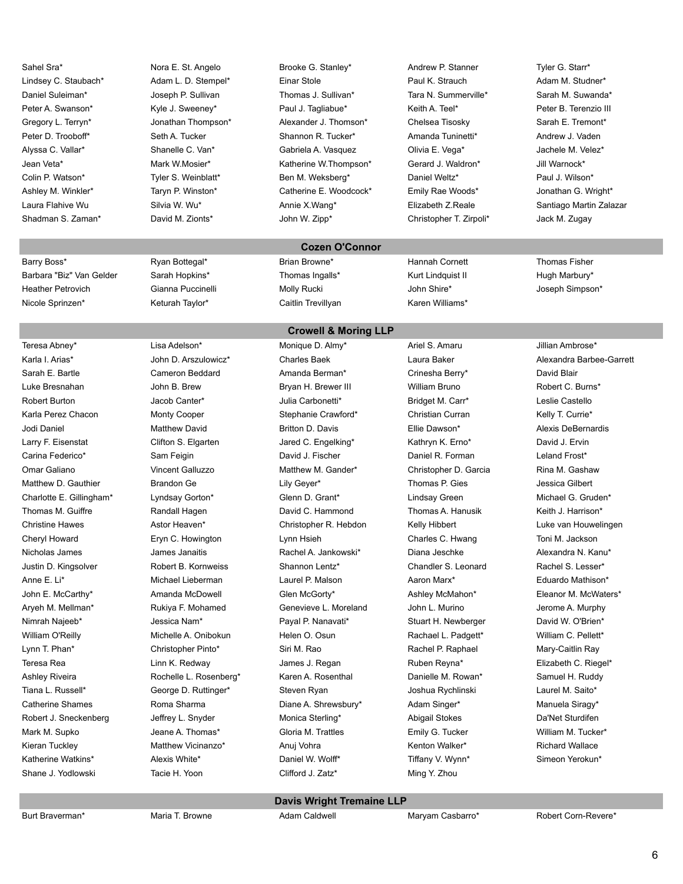| | | | | |
|---|---|---|---|---|
| Sahel Sra* | Nora E. St. Angelo | Brooke G. Stanley* | Andrew P. Stanner | Tyler G. Starr* |
| Lindsey C. Staubach* | Adam L. D. Stempel* | Einar Stole | Paul K. Strauch | Adam M. Studner* |
| Daniel Suleiman* | Joseph P. Sullivan | Thomas J. Sullivan* | Tara N. Summerville* | Sarah M. Suwanda* |
| Peter A. Swanson* | Kyle J. Sweeney* | Paul J. Tagliabue* | Keith A. Teel* | Peter B. Terenzio III |
| Gregory L. Terryn* | Jonathan Thompson* | Alexander J. Thomson* | Chelsea Tisosky | Sarah E. Tremont* |
| Peter D. Trooboff* | Seth A. Tucker | Shannon R. Tucker* | Amanda Tuninetti* | Andrew J. Vaden |
| Alyssa C. Vallar* | Shanelle C. Van* | Gabriela A. Vasquez | Olivia E. Vega* | Jachele M. Velez* |
| Jean Veta* | Mark W.Mosier* | Katherine W.Thompson* | Gerard J. Waldron* | Jill Warnock* |
| Colin P. Watson* | Tyler S. Weinblatt* | Ben M. Weksberg* | Daniel Weltz* | Paul J. Wilson* |
| Ashley M. Winkler* | Taryn P. Winston* | Catherine E. Woodcock* | Emily Rae Woods* | Jonathan G. Wright* |
| Laura Flahive Wu | Silvia W. Wu* | Annie X.Wang* | Elizabeth Z.Reale | Santiago Martin Zalazar |
| Shadman S. Zaman* | David M. Zionts* | John W. Zipp* | Christopher T. Zirpoli* | Jack M. Zugay |

## Cozen O'Connor

| | | | | |
|---|---|---|---|---|
| Barry Boss* | Ryan Bottegal* | Brian Browne* | Hannah Cornett | Thomas Fisher |
| Barbara "Biz" Van Gelder | Sarah Hopkins* | Thomas Ingalls* | Kurt Lindquist II | Hugh Marbury* |
| Heather Petrovich | Gianna Puccinelli | Molly Rucki | John Shire* | Joseph Simpson* |
| Nicole Sprinzen* | Keturah Taylor* | Caitlin Trevillyan | Karen Williams* | |

## Crowell & Moring LLP

| | | | | |
|---|---|---|---|---|
| Teresa Abney* | Lisa Adelson* | Monique D. Almy* | Ariel S. Amaru | Jillian Ambrose* |
| Karla I. Arias* | John D. Arszulowicz* | Charles Baek | Laura Baker | Alexandra Barbee-Garrett |
| Sarah E. Bartle | Cameron Beddard | Amanda Berman* | Crinesha Berry* | David Blair |
| Luke Bresnahan | John B. Brew | Bryan H. Brewer III | William Bruno | Robert C. Burns* |
| Robert Burton | Jacob Canter* | Julia Carbonetti* | Bridget M. Carr* | Leslie Castello |
| Karla Perez Chacon | Monty Cooper | Stephanie Crawford* | Christian Curran | Kelly T. Currie* |
| Jodi Daniel | Matthew David | Britton D. Davis | Ellie Dawson* | Alexis DeBernardis |
| Larry F. Eisenstat | Clifton S. Elgarten | Jared C. Engelking* | Kathryn K. Erno* | David J. Ervin |
| Carina Federico* | Sam Feigin | David J. Fischer | Daniel R. Forman | Leland Frost* |
| Omar Galiano | Vincent Galluzzo | Matthew M. Gander* | Christopher D. Garcia | Rina M. Gashaw |
| Matthew D. Gauthier | Brandon Ge | Lily Geyer* | Thomas P. Gies | Jessica Gilbert |
| Charlotte E. Gillingham* | Lyndsay Gorton* | Glenn D. Grant* | Lindsay Green | Michael G. Gruden* |
| Thomas M. Guiffre | Randall Hagen | David C. Hammond | Thomas A. Hanusik | Keith J. Harrison* |
| Christine Hawes | Astor Heaven* | Christopher R. Hebdon | Kelly Hibbert | Luke van Houwelingen |
| Cheryl Howard | Eryn C. Howington | Lynn Hsieh | Charles C. Hwang | Toni M. Jackson |
| Nicholas James | James Janaitis | Rachel A. Jankowski* | Diana Jeschke | Alexandra N. Kanu* |
| Justin D. Kingsolver | Robert B. Kornweiss | Shannon Lentz* | Chandler S. Leonard | Rachel S. Lesser* |
| Anne E. Li* | Michael Lieberman | Laurel P. Malson | Aaron Marx* | Eduardo Mathison* |
| John E. McCarthy* | Amanda McDowell | Glen McGorty* | Ashley McMahon* | Eleanor M. McWaters* |
| Aryeh M. Mellman* | Rukiya F. Mohamed | Genevieve L. Moreland | John L. Murino | Jerome A. Murphy |
| Nimrah Najeeb* | Jessica Nam* | Payal P. Nanavati* | Stuart H. Newberger | David W. O'Brien* |
| William O'Reilly | Michelle A. Onibokun | Helen O. Osun | Rachael L. Padgett* | William C. Pellett* |
| Lynn T. Phan* | Christopher Pinto* | Siri M. Rao | Rachel P. Raphael | Mary-Caitlin Ray |
| Teresa Rea | Linn K. Redway | James J. Regan | Ruben Reyna* | Elizabeth C. Riegel* |
| Ashley Riveira | Rochelle L. Rosenberg* | Karen A. Rosenthal | Danielle M. Rowan* | Samuel H. Ruddy |
| Tiana L. Russell* | George D. Ruttinger* | Steven Ryan | Joshua Rychlinski | Laurel M. Saito* |
| Catherine Shames | Roma Sharma | Diane A. Shrewsbury* | Adam Singer* | Manuela Siragy* |
| Robert J. Sneckenberg | Jeffrey L. Snyder | Monica Sterling* | Abigail Stokes | Da'Net Sturdifen |
| Mark M. Supko | Jeane A. Thomas* | Gloria M. Trattles | Emily G. Tucker | William M. Tucker* |
| Kieran Tuckley | Matthew Vicinanzo* | Anuj Vohra | Kenton Walker* | Richard Wallace |
| Katherine Watkins* | Alexis White* | Daniel W. Wolff* | Tiffany V. Wynn* | Simeon Yerokun* |
| Shane J. Yodlowski | Tacie H. Yoon | Clifford J. Zatz* | Ming Y. Zhou | |

## Davis Wright Tremaine LLP

| | | | | |
|---|---|---|---|---|
| Burt Braverman* | Maria T. Browne | Adam Caldwell | Maryam Casbarro* | Robert Corn-Revere* |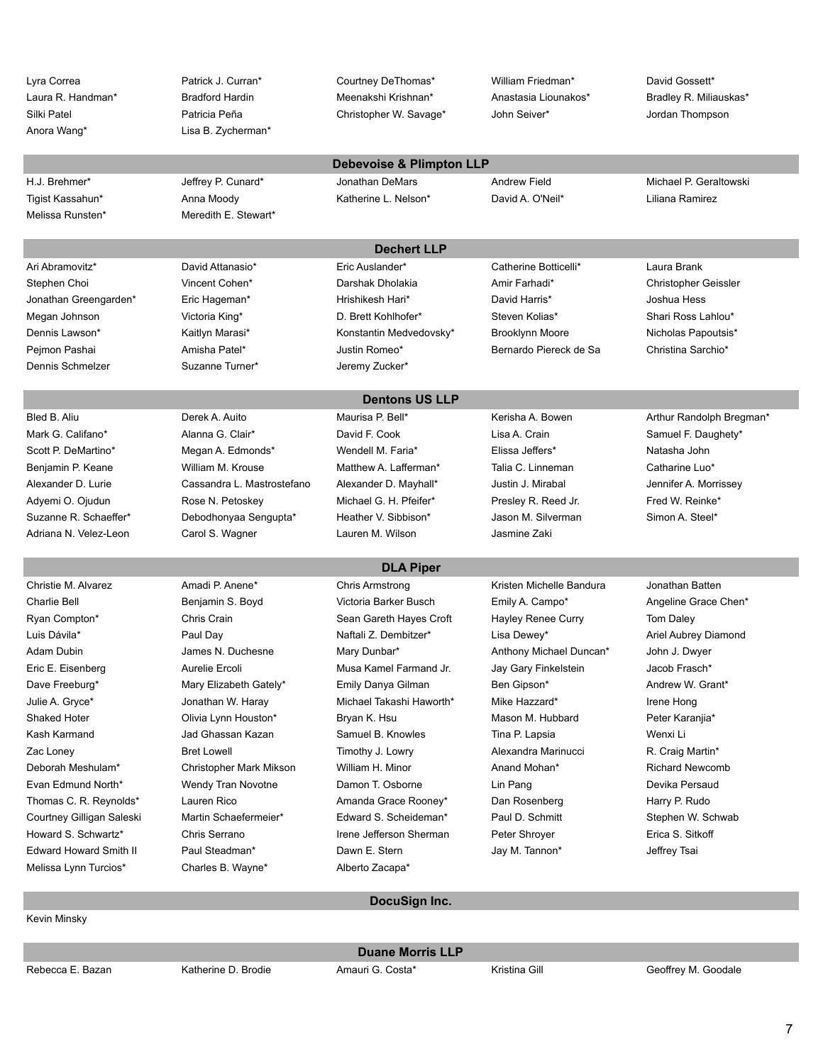| | | | | |
|---|---|---|---|---|
| Lyra Correa | Patrick J. Curran* | Courtney DeThomas* | William Friedman* | David Gossett* |
| Laura R. Handman* | Bradford Hardin | Meenakshi Krishnan* | Anastasia Liounakos* | Bradley R. Miliauskas* |
| Silki Patel | Patricia Peña | Christopher W. Savage* | John Seiver* | Jordan Thompson |
| Anora Wang* | Lisa B. Zycherman* | | | |

## Debevoise & Plimpton LLP

| | | | | |
|---|---|---|---|---|
| H.J. Brehmer* | Jeffrey P. Cunard* | Jonathan DeMars | Andrew Field | Michael P. Geraltowski |
| Tigist Kassahun* | Anna Moody | Katherine L. Nelson* | David A. O'Neil* | Liliana Ramirez |
| Melissa Runsten* | Meredith E. Stewart* | | | |

## Dechert LLP

| | | | | |
|---|---|---|---|---|
| Ari Abramovitz* | David Attanasio* | Eric Auslander* | Catherine Botticelli* | Laura Brank |
| Stephen Choi | Vincent Cohen* | Darshak Dholakia | Amir Farhadi* | Christopher Geissler |
| Jonathan Greengarden* | Eric Hageman* | Hrishikesh Hari* | David Harris* | Joshua Hess |
| Megan Johnson | Victoria King* | D. Brett Kohlhofer* | Steven Kolias* | Shari Ross Lahlou* |
| Dennis Lawson* | Kaitlyn Marasi* | Konstantin Medvedovsky* | Brooklynn Moore | Nicholas Papoutsis* |
| Pejmon Pashai | Amisha Patel* | Justin Romeo* | Bernardo Piereck de Sa | Christina Sarchio* |
| Dennis Schmelzer | Suzanne Turner* | Jeremy Zucker* | | |

## Dentons US LLP

| | | | | |
|---|---|---|---|---|
| Bled B. Aliu | Derek A. Auito | Maurisa P. Bell* | Kerisha A. Bowen | Arthur Randolph Bregman* |
| Mark G. Califano* | Alanna G. Clair* | David F. Cook | Lisa A. Crain | Samuel F. Daughety* |
| Scott P. DeMartino* | Megan A. Edmonds* | Wendell M. Faria* | Elissa Jeffers* | Natasha John |
| Benjamin P. Keane | William M. Krouse | Matthew A. Lafferman* | Talia C. Linneman | Catharine Luo* |
| Alexander D. Lurie | Cassandra L. Mastrostefano | Alexander D. Mayhall* | Justin J. Mirabal | Jennifer A. Morrissey |
| Adyemi O. Ojudun | Rose N. Petoskey | Michael G. H. Pfeifer* | Presley R. Reed Jr. | Fred W. Reinke* |
| Suzanne R. Schaeffer* | Debodhonyaa Sengupta* | Heather V. Sibbison* | Jason M. Silverman | Simon A. Steel* |
| Adriana N. Velez-Leon | Carol S. Wagner | Lauren M. Wilson | Jasmine Zaki | |

## DLA Piper

| | | | | |
|---|---|---|---|---|
| Christie M. Alvarez | Amadi P. Anene* | Chris Armstrong | Kristen Michelle Bandura | Jonathan Batten |
| Charlie Bell | Benjamin S. Boyd | Victoria Barker Busch | Emily A. Campo* | Angeline Grace Chen* |
| Ryan Compton* | Chris Crain | Sean Gareth Hayes Croft | Hayley Renee Curry | Tom Daley |
| Luis Dávila* | Paul Day | Naftali Z. Dembitzer* | Lisa Dewey* | Ariel Aubrey Diamond |
| Adam Dubin | James N. Duchesne | Mary Dunbar* | Anthony Michael Duncan* | John J. Dwyer |
| Eric E. Eisenberg | Aurelie Ercoli | Musa Kamel Farmand Jr. | Jay Gary Finkelstein | Jacob Frasch* |
| Dave Freeburg* | Mary Elizabeth Gately* | Emily Danya Gilman | Ben Gipson* | Andrew W. Grant* |
| Julie A. Gryce* | Jonathan W. Haray | Michael Takashi Haworth* | Mike Hazzard* | Irene Hong |
| Shaked Hoter | Olivia Lynn Houston* | Bryan K. Hsu | Mason M. Hubbard | Peter Karanjia* |
| Kash Karmand | Jad Ghassan Kazan | Samuel B. Knowles | Tina P. Lapsia | Wenxi Li |
| Zac Loney | Bret Lowell | Timothy J. Lowry | Alexandra Marinucci | R. Craig Martin* |
| Deborah Meshulam* | Christopher Mark Mikson | William H. Minor | Anand Mohan* | Richard Newcomb |
| Evan Edmund North* | Wendy Tran Novotne | Damon T. Osborne | Lin Pang | Devika Persaud |
| Thomas C. R. Reynolds* | Lauren Rico | Amanda Grace Rooney* | Dan Rosenberg | Harry P. Rudo |
| Courtney Gilligan Saleski | Martin Schaefermeier* | Edward S. Scheideman* | Paul D. Schmitt | Stephen W. Schwab |
| Howard S. Schwartz* | Chris Serrano | Irene Jefferson Sherman | Peter Shroyer | Erica S. Sitkoff |
| Edward Howard Smith II | Paul Steadman* | Dawn E. Stern | Jay M. Tannon* | Jeffrey Tsai |
| Melissa Lynn Turcios* | Charles B. Wayne* | Alberto Zacapa* | | |

## DocuSign Inc.

Kevin Minsky

## Duane Morris LLP

| | | | | |
|---|---|---|---|---|
| Rebecca E. Bazan | Katherine D. Brodie | Amauri G. Costa* | Kristina Gill | Geoffrey M. Goodale |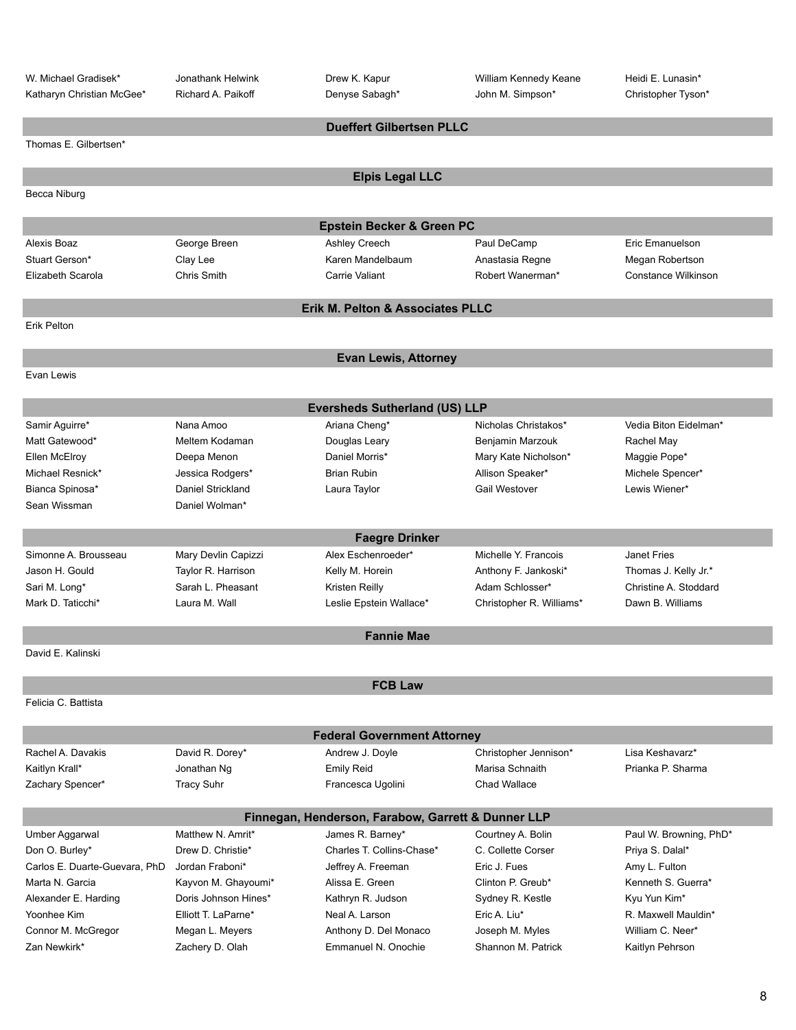| | | | | |
|---|---|---|---|---|
| W. Michael Gradisek* | Jonathank Helwink | Drew K. Kapur | William Kennedy Keane | Heidi E. Lunasin* |
| Katharyn Christian McGee* | Richard A. Paikoff | Denyse Sabagh* | John M. Simpson* | Christopher Tyson* |

## Dueffert Gilbertsen PLLC

Thomas E. Gilbertsen*

## Elpis Legal LLC

Becca Niburg

## Epstein Becker & Green PC

| | | | | |
|---|---|---|---|---|
| Alexis Boaz | George Breen | Ashley Creech | Paul DeCamp | Eric Emanuelson |
| Stuart Gerson* | Clay Lee | Karen Mandelbaum | Anastasia Regne | Megan Robertson |
| Elizabeth Scarola | Chris Smith | Carrie Valiant | Robert Wanerman* | Constance Wilkinson |

## Erik M. Pelton & Associates PLLC

Erik Pelton

## Evan Lewis, Attorney

Evan Lewis

## Eversheds Sutherland (US) LLP

| | | | | |
|---|---|---|---|---|
| Samir Aguirre* | Nana Amoo | Ariana Cheng* | Nicholas Christakos* | Vedia Biton Eidelman* |
| Matt Gatewood* | Meltem Kodaman | Douglas Leary | Benjamin Marzouk | Rachel May |
| Ellen McElroy | Deepa Menon | Daniel Morris* | Mary Kate Nicholson* | Maggie Pope* |
| Michael Resnick* | Jessica Rodgers* | Brian Rubin | Allison Speaker* | Michele Spencer* |
| Bianca Spinosa* | Daniel Strickland | Laura Taylor | Gail Westover | Lewis Wiener* |
| Sean Wissman | Daniel Wolman* | | | |

## Faegre Drinker

| | | | | |
|---|---|---|---|---|
| Simonne A. Brousseau | Mary Devlin Capizzi | Alex Eschenroeder* | Michelle Y. Francois | Janet Fries |
| Jason H. Gould | Taylor R. Harrison | Kelly M. Horein | Anthony F. Jankoski* | Thomas J. Kelly Jr.* |
| Sari M. Long* | Sarah L. Pheasant | Kristen Reilly | Adam Schlosser* | Christine A. Stoddard |
| Mark D. Taticchi* | Laura M. Wall | Leslie Epstein Wallace* | Christopher R. Williams* | Dawn B. Williams |

## Fannie Mae

David E. Kalinski

## FCB Law

Felicia C. Battista

## Federal Government Attorney

| | | | | |
|---|---|---|---|---|
| Rachel A. Davakis | David R. Dorey* | Andrew J. Doyle | Christopher Jennison* | Lisa Keshavarz* |
| Kaitlyn Krall* | Jonathan Ng | Emily Reid | Marisa Schnaith | Prianka P. Sharma |
| Zachary Spencer* | Tracy Suhr | Francesca Ugolini | Chad Wallace | |

## Finnegan, Henderson, Farabow, Garrett & Dunner LLP

| | | | | |
|---|---|---|---|---|
| Umber Aggarwal | Matthew N. Amrit* | James R. Barney* | Courtney A. Bolin | Paul W. Browning, PhD* |
| Don O. Burley* | Drew D. Christie* | Charles T. Collins-Chase* | C. Collette Corser | Priya S. Dalal* |
| Carlos E. Duarte-Guevara, PhD | Jordan Fraboni* | Jeffrey A. Freeman | Eric J. Fues | Amy L. Fulton |
| Marta N. Garcia | Kayvon M. Ghayoumi* | Alissa E. Green | Clinton P. Greub* | Kenneth S. Guerra* |
| Alexander E. Harding | Doris Johnson Hines* | Kathryn R. Judson | Sydney R. Kestle | Kyu Yun Kim* |
| Yoonhee Kim | Elliott T. LaParne* | Neal A. Larson | Eric A. Liu* | R. Maxwell Mauldin* |
| Connor M. McGregor | Megan L. Meyers | Anthony D. Del Monaco | Joseph M. Myles | William C. Neer* |
| Zan Newkirk* | Zachery D. Olah | Emmanuel N. Onochie | Shannon M. Patrick | Kaitlyn Pehrson |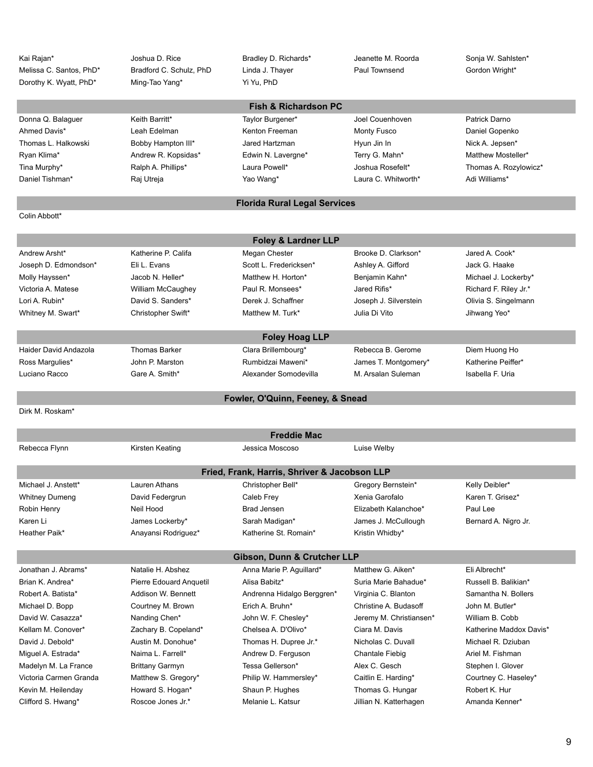| | | | | |
|---|---|---|---|---|
| Kai Rajan* | Joshua D. Rice | Bradley D. Richards* | Jeanette M. Roorda | Sonja W. Sahlsten* |
| Melissa C. Santos, PhD* | Bradford C. Schulz, PhD | Linda J. Thayer | Paul Townsend | Gordon Wright* |
| Dorothy K. Wyatt, PhD* | Ming-Tao Yang* | Yi Yu, PhD | | |

## Fish & Richardson PC

| | | | | |
|---|---|---|---|---|
| Donna Q. Balaguer | Keith Barritt* | Taylor Burgener* | Joel Couenhoven | Patrick Darno |
| Ahmed Davis* | Leah Edelman | Kenton Freeman | Monty Fusco | Daniel Gopenko |
| Thomas L. Halkowski | Bobby Hampton III* | Jared Hartzman | Hyun Jin In | Nick A. Jepsen* |
| Ryan Klima* | Andrew R. Kopsidas* | Edwin N. Lavergne* | Terry G. Mahn* | Matthew Mosteller* |
| Tina Murphy* | Ralph A. Phillips* | Laura Powell* | Joshua Rosefelt* | Thomas A. Rozylowicz* |
| Daniel Tishman* | Raj Utreja | Yao Wang* | Laura C. Whitworth* | Adi Williams* |

## Florida Rural Legal Services

Colin Abbott*

## Foley & Lardner LLP

| | | | | |
|---|---|---|---|---|
| Andrew Arsht* | Katherine P. Califa | Megan Chester | Brooke D. Clarkson* | Jared A. Cook* |
| Joseph D. Edmondson* | Eli L. Evans | Scott L. Fredericksen* | Ashley A. Gifford | Jack G. Haake |
| Molly Hayssen* | Jacob N. Heller* | Matthew H. Horton* | Benjamin Kahn* | Michael J. Lockerby* |
| Victoria A. Matese | William McCaughey | Paul R. Monsees* | Jared Rifis* | Richard F. Riley Jr.* |
| Lori A. Rubin* | David S. Sanders* | Derek J. Schaffner | Joseph J. Silverstein | Olivia S. Singelmann |
| Whitney M. Swart* | Christopher Swift* | Matthew M. Turk* | Julia Di Vito | Jihwang Yeo* |

## Foley Hoag LLP

| | | | | |
|---|---|---|---|---|
| Haider David Andazola | Thomas Barker | Clara Brillembourg* | Rebecca B. Gerome | Diem Huong Ho |
| Ross Margulies* | John P. Marston | Rumbidzai Maweni* | James T. Montgomery* | Katherine Peiffer* |
| Luciano Racco | Gare A. Smith* | Alexander Somodevilla | M. Arsalan Suleman | Isabella F. Uria |

## Fowler, O'Quinn, Feeney, & Snead

Dirk M. Roskam*

## Freddie Mac

| | | | |
|---|---|---|---|
| Rebecca Flynn | Kirsten Keating | Jessica Moscoso | Luise Welby |

## Fried, Frank, Harris, Shriver & Jacobson LLP

| | | | | |
|---|---|---|---|---|
| Michael J. Anstett* | Lauren Athans | Christopher Bell* | Gregory Bernstein* | Kelly Deibler* |
| Whitney Dumeng | David Federgrun | Caleb Frey | Xenia Garofalo | Karen T. Grisez* |
| Robin Henry | Neil Hood | Brad Jensen | Elizabeth Kalanchoe* | Paul Lee |
| Karen Li | James Lockerby* | Sarah Madigan* | James J. McCullough | Bernard A. Nigro Jr. |
| Heather Paik* | Anayansi Rodriguez* | Katherine St. Romain* | Kristin Whidby* | |

## Gibson, Dunn & Crutcher LLP

| | | | | |
|---|---|---|---|---|
| Jonathan J. Abrams* | Natalie H. Abshez | Anna Marie P. Aguillard* | Matthew G. Aiken* | Eli Albrecht* |
| Brian K. Andrea* | Pierre Edouard Anquetil | Alisa Babitz* | Suria Marie Bahadue* | Russell B. Balikian* |
| Robert A. Batista* | Addison W. Bennett | Andrenna Hidalgo Berggren* | Virginia C. Blanton | Samantha N. Bollers |
| Michael D. Bopp | Courtney M. Brown | Erich A. Bruhn* | Christine A. Budasoff | John M. Butler* |
| David W. Casazza* | Nanding Chen* | John W. F. Chesley* | Jeremy M. Christiansen* | William B. Cobb |
| Kellam M. Conover* | Zachary B. Copeland* | Chelsea A. D'Olivo* | Ciara M. Davis | Katherine Maddox Davis* |
| David J. Debold* | Austin M. Donohue* | Thomas H. Dupree Jr.* | Nicholas C. Duvall | Michael R. Dziuban |
| Miguel A. Estrada* | Naima L. Farrell* | Andrew D. Ferguson | Chantale Fiebig | Ariel M. Fishman |
| Madelyn M. La France | Brittany Garmyn | Tessa Gellerson* | Alex C. Gesch | Stephen I. Glover |
| Victoria Carmen Granda | Matthew S. Gregory* | Philip W. Hammersley* | Caitlin E. Harding* | Courtney C. Haseley* |
| Kevin M. Heilenday | Howard S. Hogan* | Shaun P. Hughes | Thomas G. Hungar | Robert K. Hur |
| Clifford S. Hwang* | Roscoe Jones Jr.* | Melanie L. Katsur | Jillian N. Katterhagen | Amanda Kenner* |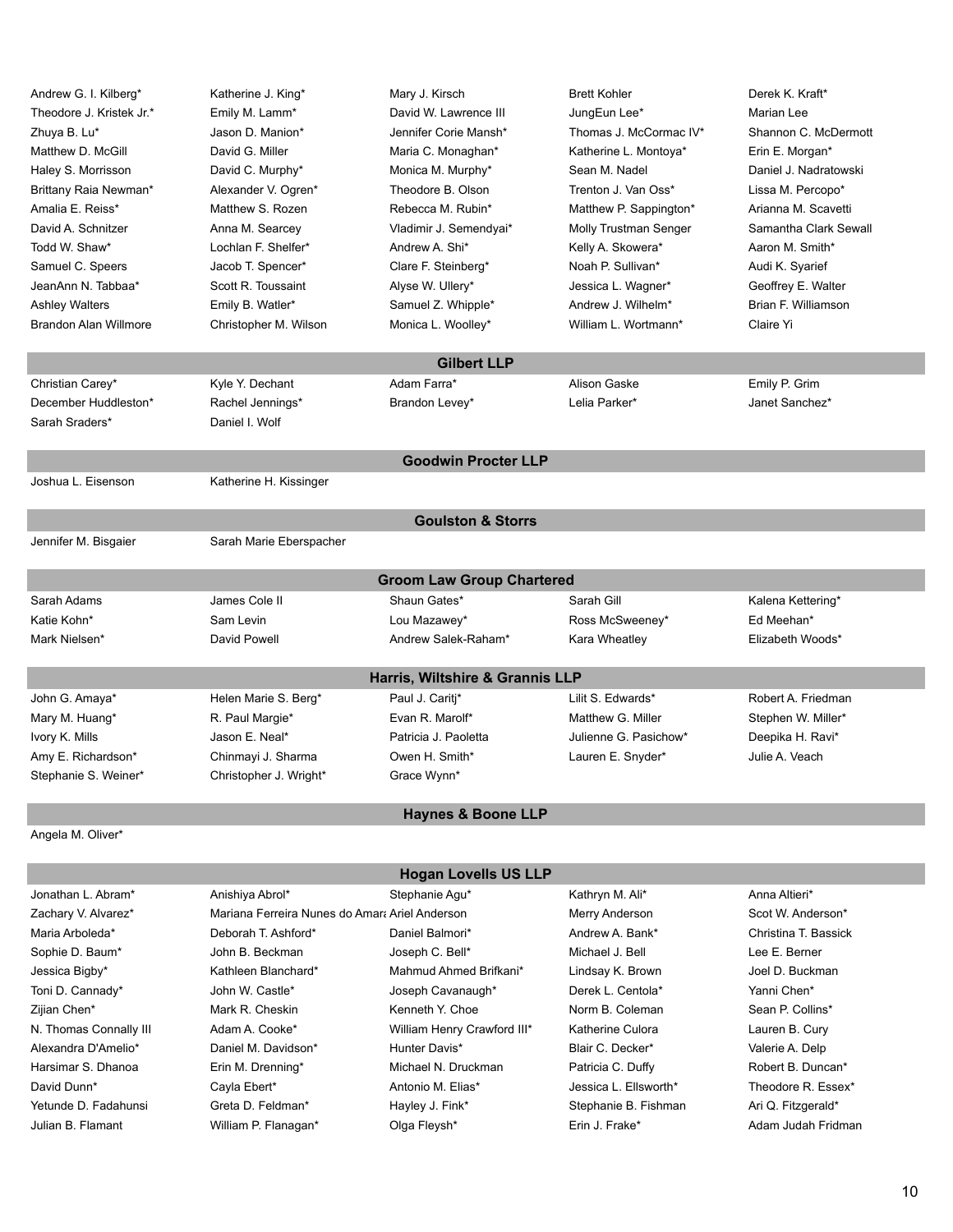| | | | | |
|---|---|---|---|---|
| Andrew G. I. Kilberg* | Katherine J. King* | Mary J. Kirsch | Brett Kohler | Derek K. Kraft* |
| Theodore J. Kristek Jr.* | Emily M. Lamm* | David W. Lawrence III | JungEun Lee* | Marian Lee |
| Zhuya B. Lu* | Jason D. Manion* | Jennifer Corie Mansh* | Thomas J. McCormac IV* | Shannon C. McDermott |
| Matthew D. McGill | David G. Miller | Maria C. Monaghan* | Katherine L. Montoya* | Erin E. Morgan* |
| Haley S. Morrisson | David C. Murphy* | Monica M. Murphy* | Sean M. Nadel | Daniel J. Nadratowski |
| Brittany Raia Newman* | Alexander V. Ogren* | Theodore B. Olson | Trenton J. Van Oss* | Lissa M. Percopo* |
| Amalia E. Reiss* | Matthew S. Rozen | Rebecca M. Rubin* | Matthew P. Sappington* | Arianna M. Scavetti |
| David A. Schnitzer | Anna M. Searcey | Vladimir J. Semendyai* | Molly Trustman Senger | Samantha Clark Sewall |
| Todd W. Shaw* | Lochlan F. Shelfer* | Andrew A. Shi* | Kelly A. Skowera* | Aaron M. Smith* |
| Samuel C. Speers | Jacob T. Spencer* | Clare F. Steinberg* | Noah P. Sullivan* | Audi K. Syarief |
| JeanAnn N. Tabbaa* | Scott R. Toussaint | Alyse W. Ullery* | Jessica L. Wagner* | Geoffrey E. Walter |
| Ashley Walters | Emily B. Watler* | Samuel Z. Whipple* | Andrew J. Wilhelm* | Brian F. Williamson |
| Brandon Alan Willmore | Christopher M. Wilson | Monica L. Woolley* | William L. Wortmann* | Claire Yi |

## Gilbert LLP

| | | | | |
|---|---|---|---|---|
| Christian Carey* | Kyle Y. Dechant | Adam Farra* | Alison Gaske | Emily P. Grim |
| December Huddleston* | Rachel Jennings* | Brandon Levey* | Lelia Parker* | Janet Sanchez* |
| Sarah Sraders* | Daniel I. Wolf | | | |

## Goodwin Procter LLP

| | | | | |
|---|---|---|---|---|
| Joshua L. Eisenson | Katherine H. Kissinger | | | |

## Goulston & Storrs

| | | | | |
|---|---|---|---|---|
| Jennifer M. Bisgaier | Sarah Marie Eberspacher | | | |

## Groom Law Group Chartered

| | | | | |
|---|---|---|---|---|
| Sarah Adams | James Cole II | Shaun Gates* | Sarah Gill | Kalena Kettering* |
| Katie Kohn* | Sam Levin | Lou Mazawey* | Ross McSweeney* | Ed Meehan* |
| Mark Nielsen* | David Powell | Andrew Salek-Raham* | Kara Wheatley | Elizabeth Woods* |

## Harris, Wiltshire & Grannis LLP

| | | | | |
|---|---|---|---|---|
| John G. Amaya* | Helen Marie S. Berg* | Paul J. Caritj* | Lilit S. Edwards* | Robert A. Friedman |
| Mary M. Huang* | R. Paul Margie* | Evan R. Marolf* | Matthew G. Miller | Stephen W. Miller* |
| Ivory K. Mills | Jason E. Neal* | Patricia J. Paoletta | Julienne G. Pasichow* | Deepika H. Ravi* |
| Amy E. Richardson* | Chinmayi J. Sharma | Owen H. Smith* | Lauren E. Snyder* | Julie A. Veach |
| Stephanie S. Weiner* | Christopher J. Wright* | Grace Wynn* | | |

## Haynes & Boone LLP

| | | | | |
|---|---|---|---|---|
| Angela M. Oliver* | | | | |

## Hogan Lovells US LLP

| | | | | |
|---|---|---|---|---|
| Jonathan L. Abram* | Anishiya Abrol* | Stephanie Agu* | Kathryn M. Ali* | Anna Altieri* |
| Zachary V. Alvarez* | Mariana Ferreira Nunes do Amara | Ariel Anderson | Merry Anderson | Scot W. Anderson* |
| Maria Arboleda* | Deborah T. Ashford* | Daniel Balmori* | Andrew A. Bank* | Christina T. Bassick |
| Sophie D. Baum* | John B. Beckman | Joseph C. Bell* | Michael J. Bell | Lee E. Berner |
| Jessica Bigby* | Kathleen Blanchard* | Mahmud Ahmed Brifkani* | Lindsay K. Brown | Joel D. Buckman |
| Toni D. Cannady* | John W. Castle* | Joseph Cavanaugh* | Derek L. Centola* | Yanni Chen* |
| Zijian Chen* | Mark R. Cheskin | Kenneth Y. Choe | Norm B. Coleman | Sean P. Collins* |
| N. Thomas Connally III | Adam A. Cooke* | William Henry Crawford III* | Katherine Culora | Lauren B. Cury |
| Alexandra D'Amelio* | Daniel M. Davidson* | Hunter Davis* | Blair C. Decker* | Valerie A. Delp |
| Harsimar S. Dhanoa | Erin M. Drenning* | Michael N. Druckman | Patricia C. Duffy | Robert B. Duncan* |
| David Dunn* | Cayla Ebert* | Antonio M. Elias* | Jessica L. Ellsworth* | Theodore R. Essex* |
| Yetunde D. Fadahunsi | Greta D. Feldman* | Hayley J. Fink* | Stephanie B. Fishman | Ari Q. Fitzgerald* |
| Julian B. Flamant | William P. Flanagan* | Olga Fleysh* | Erin J. Frake* | Adam Judah Fridman |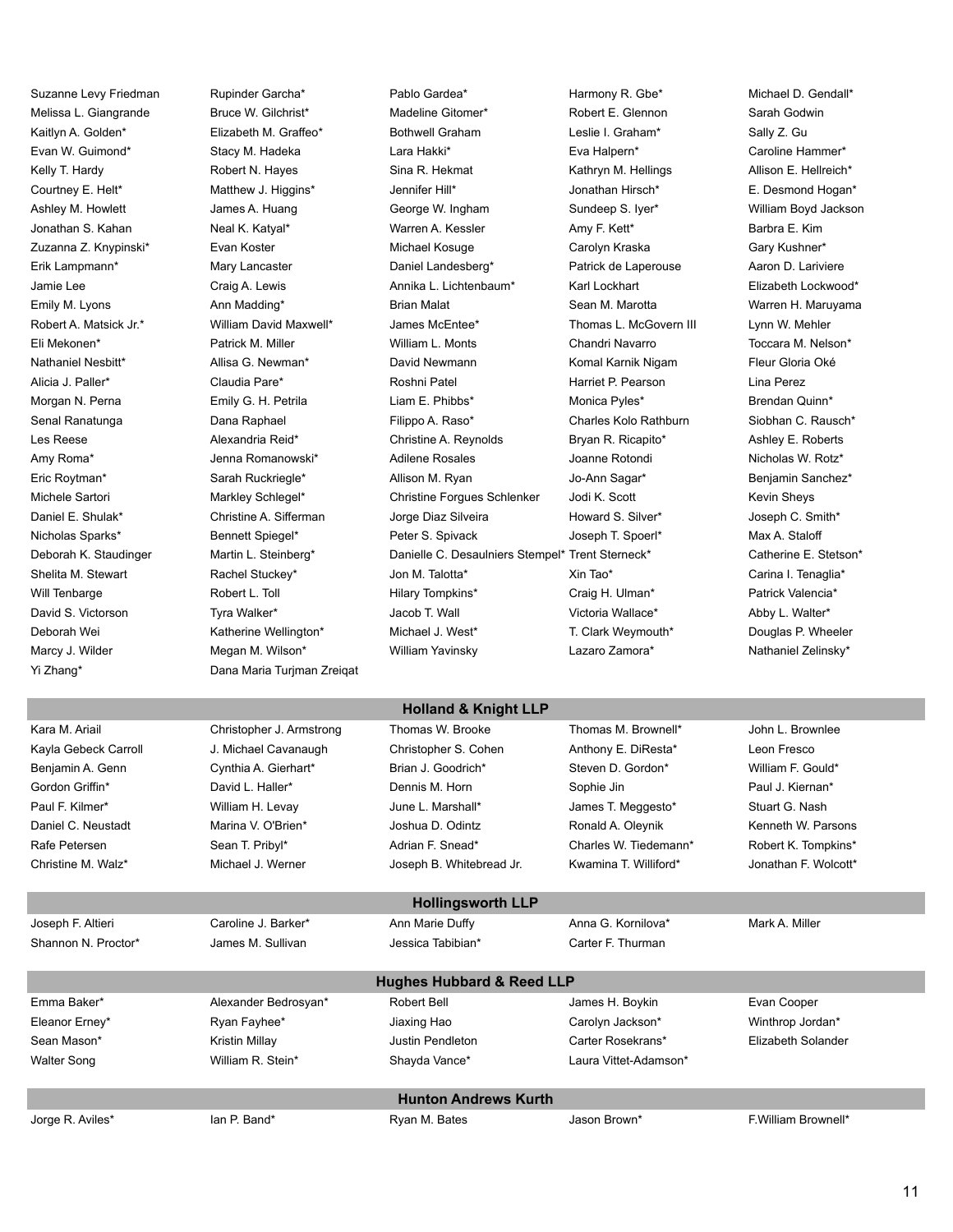| | | | | |
|---|---|---|---|---|
| Suzanne Levy Friedman | Rupinder Garcha* | Pablo Gardea* | Harmony R. Gbe* | Michael D. Gendall* |
| Melissa L. Giangrande | Bruce W. Gilchrist* | Madeline Gitomer* | Robert E. Glennon | Sarah Godwin |
| Kaitlyn A. Golden* | Elizabeth M. Graffeo* | Bothwell Graham | Leslie I. Graham* | Sally Z. Gu |
| Evan W. Guimond* | Stacy M. Hadeka | Lara Hakki* | Eva Halpern* | Caroline Hammer* |
| Kelly T. Hardy | Robert N. Hayes | Sina R. Hekmat | Kathryn M. Hellings | Allison E. Hellreich* |
| Courtney E. Helt* | Matthew J. Higgins* | Jennifer Hill* | Jonathan Hirsch* | E. Desmond Hogan* |
| Ashley M. Howlett | James A. Huang | George W. Ingham | Sundeep S. Iyer* | William Boyd Jackson |
| Jonathan S. Kahan | Neal K. Katyal* | Warren A. Kessler | Amy F. Kett* | Barbra E. Kim |
| Zuzanna Z. Knypinski* | Evan Koster | Michael Kosuge | Carolyn Kraska | Gary Kushner* |
| Erik Lampmann* | Mary Lancaster | Daniel Landesberg* | Patrick de Laperouse | Aaron D. Lariviere |
| Jamie Lee | Craig A. Lewis | Annika L. Lichtenbaum* | Karl Lockhart | Elizabeth Lockwood* |
| Emily M. Lyons | Ann Madding* | Brian Malat | Sean M. Marotta | Warren H. Maruyama |
| Robert A. Matsick Jr.* | William David Maxwell* | James McEntee* | Thomas L. McGovern III | Lynn W. Mehler |
| Eli Mekonen* | Patrick M. Miller | William L. Monts | Chandri Navarro | Toccara M. Nelson* |
| Nathaniel Nesbitt* | Allisa G. Newman* | David Newmann | Komal Karnik Nigam | Fleur Gloria Oké |
| Alicia J. Paller* | Claudia Pare* | Roshni Patel | Harriet P. Pearson | Lina Perez |
| Morgan N. Perna | Emily G. H. Petrila | Liam E. Phibbs* | Monica Pyles* | Brendan Quinn* |
| Senal Ranatunga | Dana Raphael | Filippo A. Raso* | Charles Kolo Rathburn | Siobhan C. Rausch* |
| Les Reese | Alexandria Reid* | Christine A. Reynolds | Bryan R. Ricapito* | Ashley E. Roberts |
| Amy Roma* | Jenna Romanowski* | Adilene Rosales | Joanne Rotondi | Nicholas W. Rotz* |
| Eric Roytman* | Sarah Ruckriegle* | Allison M. Ryan | Jo-Ann Sagar* | Benjamin Sanchez* |
| Michele Sartori | Markley Schlegel* | Christine Forgues Schlenker | Jodi K. Scott | Kevin Sheys |
| Daniel E. Shulak* | Christine A. Sifferman | Jorge Diaz Silveira | Howard S. Silver* | Joseph C. Smith* |
| Nicholas Sparks* | Bennett Spiegel* | Peter S. Spivack | Joseph T. Spoerl* | Max A. Staloff |
| Deborah K. Staudinger | Martin L. Steinberg* | Danielle C. Desaulniers Stempel* | Trent Sterneck* | Catherine E. Stetson* |
| Shelita M. Stewart | Rachel Stuckey* | Jon M. Talotta* | Xin Tao* | Carina I. Tenaglia* |
| Will Tenbarge | Robert L. Toll | Hilary Tompkins* | Craig H. Ulman* | Patrick Valencia* |
| David S. Victorson | Tyra Walker* | Jacob T. Wall | Victoria Wallace* | Abby L. Walter* |
| Deborah Wei | Katherine Wellington* | Michael J. West* | T. Clark Weymouth* | Douglas P. Wheeler |
| Marcy J. Wilder | Megan M. Wilson* | William Yavinsky | Lazaro Zamora* | Nathaniel Zelinsky* |
| Yi Zhang* | Dana Maria Turjman Zreiqat | | | |

## Holland & Knight LLP

| | | | | |
|---|---|---|---|---|
| Kara M. Ariail | Christopher J. Armstrong | Thomas W. Brooke | Thomas M. Brownell* | John L. Brownlee |
| Kayla Gebeck Carroll | J. Michael Cavanaugh | Christopher S. Cohen | Anthony E. DiResta* | Leon Fresco |
| Benjamin A. Genn | Cynthia A. Gierhart* | Brian J. Goodrich* | Steven D. Gordon* | William F. Gould* |
| Gordon Griffin* | David L. Haller* | Dennis M. Horn | Sophie Jin | Paul J. Kiernan* |
| Paul F. Kilmer* | William H. Levay | June L. Marshall* | James T. Meggesto* | Stuart G. Nash |
| Daniel C. Neustadt | Marina V. O'Brien* | Joshua D. Odintz | Ronald A. Oleynik | Kenneth W. Parsons |
| Rafe Petersen | Sean T. Pribyl* | Adrian F. Snead* | Charles W. Tiedemann* | Robert K. Tompkins* |
| Christine M. Walz* | Michael J. Werner | Joseph B. Whitebread Jr. | Kwamina T. Williford* | Jonathan F. Wolcott* |

## Hollingsworth LLP

| | | | | |
|---|---|---|---|---|
| Joseph F. Altieri | Caroline J. Barker* | Ann Marie Duffy | Anna G. Kornilova* | Mark A. Miller |
| Shannon N. Proctor* | James M. Sullivan | Jessica Tabibian* | Carter F. Thurman | |

## Hughes Hubbard & Reed LLP

| | | | | |
|---|---|---|---|---|
| Emma Baker* | Alexander Bedrosyan* | Robert Bell | James H. Boykin | Evan Cooper |
| Eleanor Erney* | Ryan Fayhee* | Jiaxing Hao | Carolyn Jackson* | Winthrop Jordan* |
| Sean Mason* | Kristin Millay | Justin Pendleton | Carter Rosekrans* | Elizabeth Solander |
| Walter Song | William R. Stein* | Shayda Vance* | Laura Vittet-Adamson* | |

## Hunton Andrews Kurth

| | | | | |
|---|---|---|---|---|
| Jorge R. Aviles* | Ian P. Band* | Ryan M. Bates | Jason Brown* | F.William Brownell* |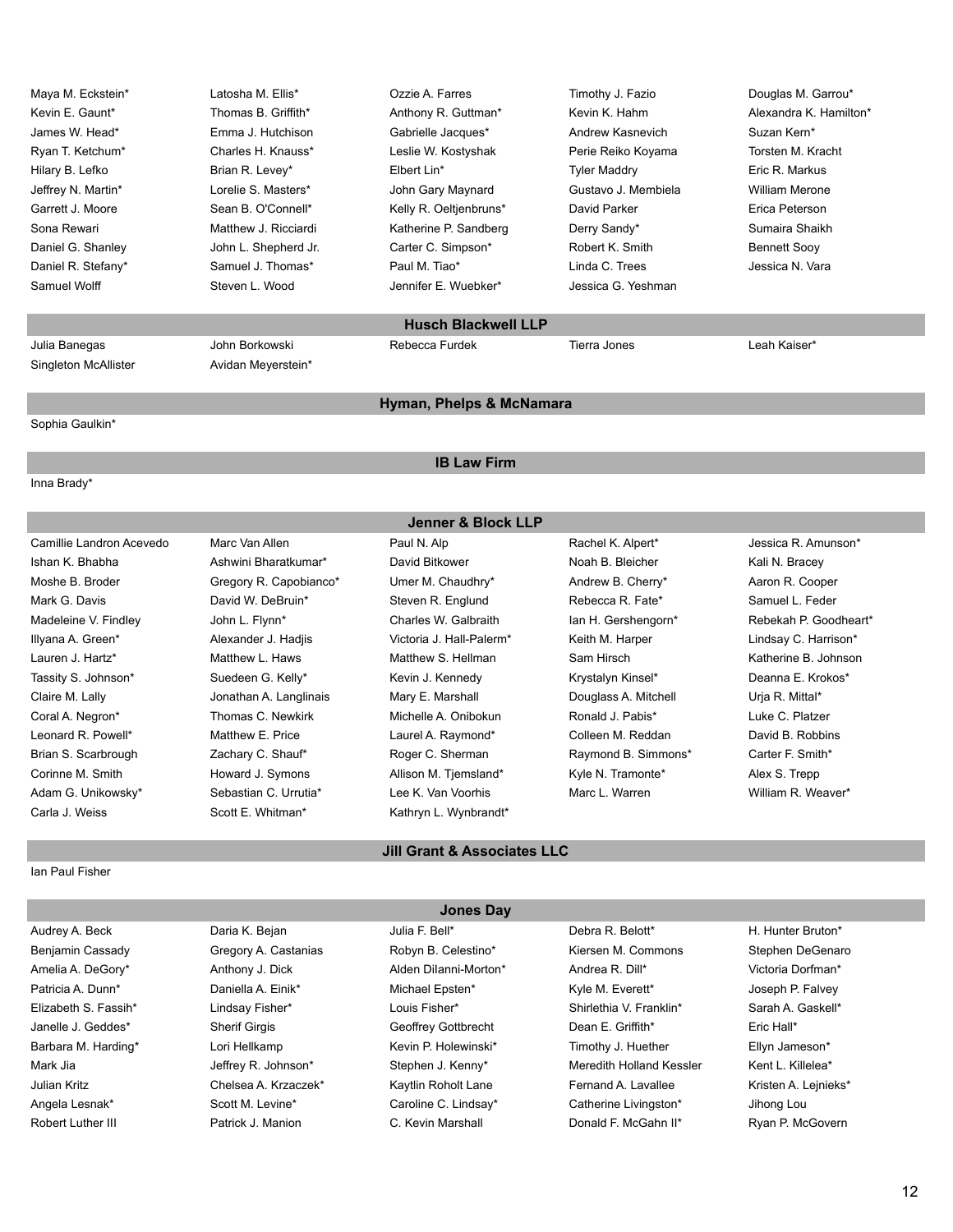| | | | | |
|---|---|---|---|---|
| Maya M. Eckstein* | Latosha M. Ellis* | Ozzie A. Farres | Timothy J. Fazio | Douglas M. Garrou* |
| Kevin E. Gaunt* | Thomas B. Griffith* | Anthony R. Guttman* | Kevin K. Hahm | Alexandra K. Hamilton* |
| James W. Head* | Emma J. Hutchison | Gabrielle Jacques* | Andrew Kasnevich | Suzan Kern* |
| Ryan T. Ketchum* | Charles H. Knauss* | Leslie W. Kostyshak | Perie Reiko Koyama | Torsten M. Kracht |
| Hilary B. Lefko | Brian R. Levey* | Elbert Lin* | Tyler Maddry | Eric R. Markus |
| Jeffrey N. Martin* | Lorelie S. Masters* | John Gary Maynard | Gustavo J. Membiela | William Merone |
| Garrett J. Moore | Sean B. O'Connell* | Kelly R. Oeltjenbruns* | David Parker | Erica Peterson |
| Sona Rewari | Matthew J. Ricciardi | Katherine P. Sandberg | Derry Sandy* | Sumaira Shaikh |
| Daniel G. Shanley | John L. Shepherd Jr. | Carter C. Simpson* | Robert K. Smith | Bennett Sooy |
| Daniel R. Stefany* | Samuel J. Thomas* | Paul M. Tiao* | Linda C. Trees | Jessica N. Vara |
| Samuel Wolff | Steven L. Wood | Jennifer E. Wuebker* | Jessica G. Yeshman | |

## Husch Blackwell LLP

| | | | | |
|---|---|---|---|---|
| Julia Banegas | John Borkowski | Rebecca Furdek | Tierra Jones | Leah Kaiser* |
| Singleton McAllister | Avidan Meyerstein* | | | |

## Hyman, Phelps & McNamara

Sophia Gaulkin*

## IB Law Firm

Inna Brady*

## Jenner & Block LLP

| | | | | |
|---|---|---|---|---|
| Camillie Landron Acevedo | Marc Van Allen | Paul N. Alp | Rachel K. Alpert* | Jessica R. Amunson* |
| Ishan K. Bhabha | Ashwini Bharatkumar* | David Bitkower | Noah B. Bleicher | Kali N. Bracey |
| Moshe B. Broder | Gregory R. Capobianco* | Umer M. Chaudhry* | Andrew B. Cherry* | Aaron R. Cooper |
| Mark G. Davis | David W. DeBruin* | Steven R. Englund | Rebecca R. Fate* | Samuel L. Feder |
| Madeleine V. Findley | John L. Flynn* | Charles W. Galbraith | Ian H. Gershengorn* | Rebekah P. Goodheart* |
| Illyana A. Green* | Alexander J. Hadjis | Victoria J. Hall-Palerm* | Keith M. Harper | Lindsay C. Harrison* |
| Lauren J. Hartz* | Matthew L. Haws | Matthew S. Hellman | Sam Hirsch | Katherine B. Johnson |
| Tassity S. Johnson* | Suedeen G. Kelly* | Kevin J. Kennedy | Krystalyn Kinsel* | Deanna E. Krokos* |
| Claire M. Lally | Jonathan A. Langlinais | Mary E. Marshall | Douglass A. Mitchell | Urja R. Mittal* |
| Coral A. Negron* | Thomas C. Newkirk | Michelle A. Onibokun | Ronald J. Pabis* | Luke C. Platzer |
| Leonard R. Powell* | Matthew E. Price | Laurel A. Raymond* | Colleen M. Reddan | David B. Robbins |
| Brian S. Scarbrough | Zachary C. Shauf* | Roger C. Sherman | Raymond B. Simmons* | Carter F. Smith* |
| Corinne M. Smith | Howard J. Symons | Allison M. Tjemsland* | Kyle N. Tramonte* | Alex S. Trepp |
| Adam G. Unikowsky* | Sebastian C. Urrutia* | Lee K. Van Voorhis | Marc L. Warren | William R. Weaver* |
| Carla J. Weiss | Scott E. Whitman* | Kathryn L. Wynbrandt* | | |

## Jill Grant & Associates LLC

Ian Paul Fisher

## Jones Day

| | | | | |
|---|---|---|---|---|
| Audrey A. Beck | Daria K. Bejan | Julia F. Bell* | Debra R. Belott* | H. Hunter Bruton* |
| Benjamin Cassady | Gregory A. Castanias | Robyn B. Celestino* | Kiersen M. Commons | Stephen DeGenaro |
| Amelia A. DeGory* | Anthony J. Dick | Alden Dilanni-Morton* | Andrea R. Dill* | Victoria Dorfman* |
| Patricia A. Dunn* | Daniella A. Einik* | Michael Epsten* | Kyle M. Everett* | Joseph P. Falvey |
| Elizabeth S. Fassih* | Lindsay Fisher* | Louis Fisher* | Shirlethia V. Franklin* | Sarah A. Gaskell* |
| Janelle J. Geddes* | Sherif Girgis | Geoffrey Gottbrecht | Dean E. Griffith* | Eric Hall* |
| Barbara M. Harding* | Lori Hellkamp | Kevin P. Holewinski* | Timothy J. Huether | Ellyn Jameson* |
| Mark Jia | Jeffrey R. Johnson* | Stephen J. Kenny* | Meredith Holland Kessler | Kent L. Killelea* |
| Julian Kritz | Chelsea A. Krzaczek* | Kaytlin Roholt Lane | Fernand A. Lavallee | Kristen A. Lejnieks* |
| Angela Lesnak* | Scott M. Levine* | Caroline C. Lindsay* | Catherine Livingston* | Jihong Lou |
| Robert Luther III | Patrick J. Manion | C. Kevin Marshall | Donald F. McGahn II* | Ryan P. McGovern |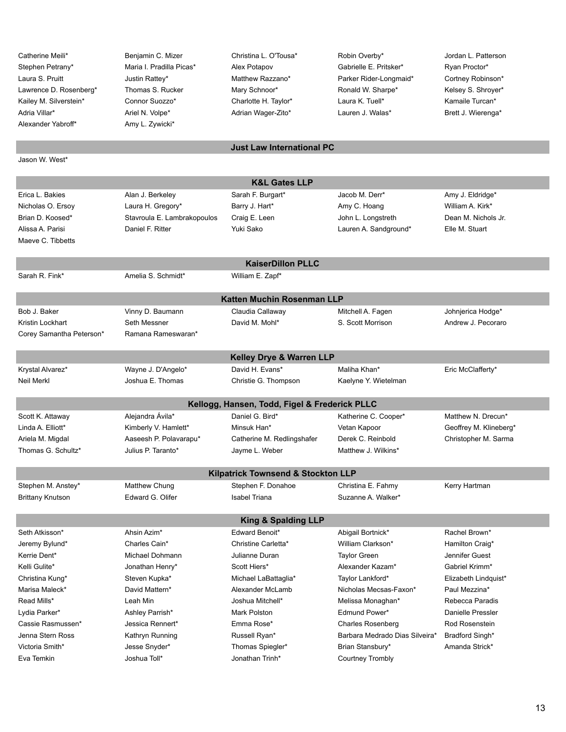Catherine Meili* Benjamin C. Mizer Christina L. O'Tousa* Robin Overby* Jordan L. Patterson
Stephen Petrany* Maria I. Pradilla Picas* Alex Potapov Gabrielle E. Pritsker* Ryan Proctor*
Laura S. Pruitt Justin Rattey* Matthew Razzano* Parker Rider-Longmaid* Cortney Robinson*
Lawrence D. Rosenberg* Thomas S. Rucker Mary Schnoor* Ronald W. Sharpe* Kelsey S. Shroyer*
Kailey M. Silverstein* Connor Suozzo* Charlotte H. Taylor* Laura K. Tuell* Kamaile Turcan*
Adria Villar* Ariel N. Volpe* Adrian Wager-Zito* Lauren J. Walas* Brett J. Wierenga*
Alexander Yabroff* Amy L. Zywicki*

## Just Law International PC

Jason W. West*

## K&L Gates LLP

Erica L. Bakies Alan J. Berkeley Sarah F. Burgart* Jacob M. Derr* Amy J. Eldridge*
Nicholas O. Ersoy Laura H. Gregory* Barry J. Hart* Amy C. Hoang William A. Kirk*
Brian D. Koosed* Stavroula E. Lambrakopoulos Craig E. Leen John L. Longstreth Dean M. Nichols Jr.
Alissa A. Parisi Daniel F. Ritter Yuki Sako Lauren A. Sandground* Elle M. Stuart
Maeve C. Tibbetts

## KaiserDillon PLLC

Sarah R. Fink* Amelia S. Schmidt* William E. Zapf*

## Katten Muchin Rosenman LLP

Bob J. Baker Vinny D. Baumann Claudia Callaway Mitchell A. Fagen Johnjerica Hodge*
Kristin Lockhart Seth Messner David M. Mohl* S. Scott Morrison Andrew J. Pecoraro
Corey Samantha Peterson* Ramana Rameswaran*

## Kelley Drye & Warren LLP

Krystal Alvarez* Wayne J. D'Angelo* David H. Evans* Maliha Khan* Eric McClafferty*
Neil Merkl Joshua E. Thomas Christie G. Thompson Kaelyne Y. Wietelman

## Kellogg, Hansen, Todd, Figel & Frederick PLLC

Scott K. Attaway Alejandra Ávila* Daniel G. Bird* Katherine C. Cooper* Matthew N. Drecun*
Linda A. Elliott* Kimberly V. Hamlett* Minsuk Han* Vetan Kapoor Geoffrey M. Klineberg*
Ariela M. Migdal Aaseesh P. Polavarapu* Catherine M. Redlingshafer Derek C. Reinbold Christopher M. Sarma
Thomas G. Schultz* Julius P. Taranto* Jayme L. Weber Matthew J. Wilkins*

## Kilpatrick Townsend & Stockton LLP

Stephen M. Anstey* Matthew Chung Stephen F. Donahoe Christina E. Fahmy Kerry Hartman
Brittany Knutson Edward G. Olifer Isabel Triana Suzanne A. Walker*

## King & Spalding LLP

Seth Atkisson* Ahsin Azim* Edward Benoit* Abigail Bortnick* Rachel Brown*
Jeremy Bylund* Charles Cain* Christine Carletta* William Clarkson* Hamilton Craig*
Kerrie Dent* Michael Dohmann Julianne Duran Taylor Green Jennifer Guest
Kelli Gulite* Jonathan Henry* Scott Hiers* Alexander Kazam* Gabriel Krimm*
Christina Kung* Steven Kupka* Michael LaBattaglia* Taylor Lankford* Elizabeth Lindquist*
Marisa Maleck* David Mattern* Alexander McLamb Nicholas Mecsas-Faxon* Paul Mezzina*
Read Mills* Leah Min Joshua Mitchell* Melissa Monaghan* Rebecca Paradis
Lydia Parker* Ashley Parrish* Mark Polston Edmund Power* Danielle Pressler
Cassie Rasmussen* Jessica Rennert* Emma Rose* Charles Rosenberg Rod Rosenstein
Jenna Stern Ross Kathryn Running Russell Ryan* Barbara Medrado Dias Silveira* Bradford Singh*
Victoria Smith* Jesse Snyder* Thomas Spiegler* Brian Stansbury* Amanda Strick*
Eva Temkin Joshua Toll* Jonathan Trinh* Courtney Trombly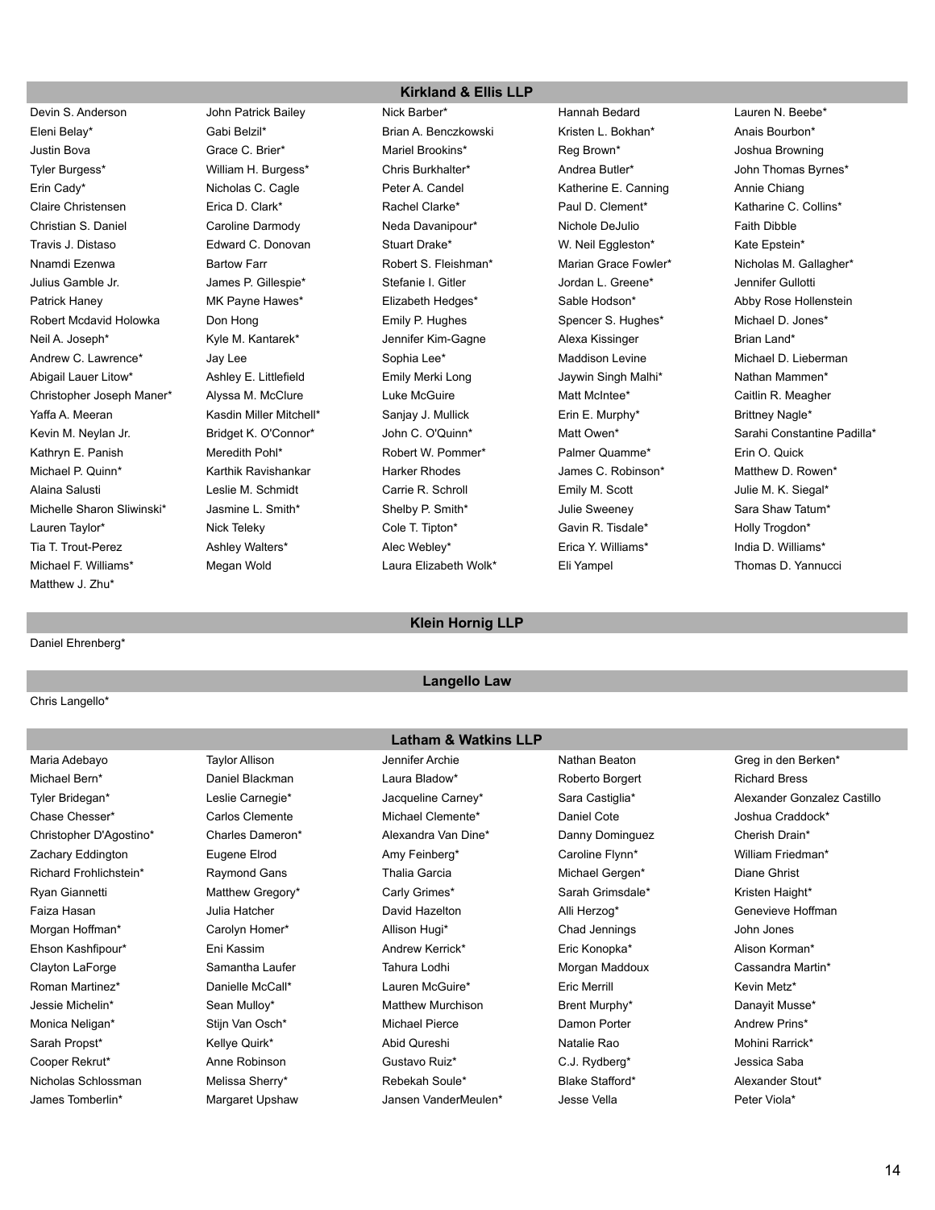## Kirkland & Ellis LLP

| | | | | |
|---|---|---|---|---|
| Devin S. Anderson | John Patrick Bailey | Nick Barber* | Hannah Bedard | Lauren N. Beebe* |
| Eleni Belay* | Gabi Belzil* | Brian A. Benczkowski | Kristen L. Bokhan* | Anais Bourbon* |
| Justin Bova | Grace C. Brier* | Mariel Brookins* | Reg Brown* | Joshua Browning |
| Tyler Burgess* | William H. Burgess* | Chris Burkhalter* | Andrea Butler* | John Thomas Byrnes* |
| Erin Cady* | Nicholas C. Cagle | Peter A. Candel | Katherine E. Canning | Annie Chiang |
| Claire Christensen | Erica D. Clark* | Rachel Clarke* | Paul D. Clement* | Katharine C. Collins* |
| Christian S. Daniel | Caroline Darmody | Neda Davanipour* | Nichole DeJulio | Faith Dibble |
| Travis J. Distaso | Edward C. Donovan | Stuart Drake* | W. Neil Eggleston* | Kate Epstein* |
| Nnamdi Ezenwa | Bartow Farr | Robert S. Fleishman* | Marian Grace Fowler* | Nicholas M. Gallagher* |
| Julius Gamble Jr. | James P. Gillespie* | Stefanie I. Gitler | Jordan L. Greene* | Jennifer Gullotti |
| Patrick Haney | MK Payne Hawes* | Elizabeth Hedges* | Sable Hodson* | Abby Rose Hollenstein |
| Robert Mcdavid Holowka | Don Hong | Emily P. Hughes | Spencer S. Hughes* | Michael D. Jones* |
| Neil A. Joseph* | Kyle M. Kantarek* | Jennifer Kim-Gagne | Alexa Kissinger | Brian Land* |
| Andrew C. Lawrence* | Jay Lee | Sophia Lee* | Maddison Levine | Michael D. Lieberman |
| Abigail Lauer Litow* | Ashley E. Littlefield | Emily Merki Long | Jaywin Singh Malhi* | Nathan Mammen* |
| Christopher Joseph Maner* | Alyssa M. McClure | Luke McGuire | Matt McIntee* | Caitlin R. Meagher |
| Yaffa A. Meeran | Kasdin Miller Mitchell* | Sanjay J. Mullick | Erin E. Murphy* | Brittney Nagle* |
| Kevin M. Neylan Jr. | Bridget K. O'Connor* | John C. O'Quinn* | Matt Owen* | Sarahi Constantine Padilla* |
| Kathryn E. Panish | Meredith Pohl* | Robert W. Pommer* | Palmer Quamme* | Erin O. Quick |
| Michael P. Quinn* | Karthik Ravishankar | Harker Rhodes | James C. Robinson* | Matthew D. Rowen* |
| Alaina Salusti | Leslie M. Schmidt | Carrie R. Schroll | Emily M. Scott | Julie M. K. Siegal* |
| Michelle Sharon Sliwinski* | Jasmine L. Smith* | Shelby P. Smith* | Julie Sweeney | Sara Shaw Tatum* |
| Lauren Taylor* | Nick Teleky | Cole T. Tipton* | Gavin R. Tisdale* | Holly Trogdon* |
| Tia T. Trout-Perez | Ashley Walters* | Alec Webley* | Erica Y. Williams* | India D. Williams* |
| Michael F. Williams* | Megan Wold | Laura Elizabeth Wolk* | Eli Yampel | Thomas D. Yannucci |
| Matthew J. Zhu* | | | | |

## Klein Hornig LLP

Daniel Ehrenberg*

## Langello Law

Chris Langello*

## Latham & Watkins LLP

| | | | | |
|---|---|---|---|---|
| Maria Adebayo | Taylor Allison | Jennifer Archie | Nathan Beaton | Greg in den Berken* |
| Michael Bern* | Daniel Blackman | Laura Bladow* | Roberto Borgert | Richard Bress |
| Tyler Bridegan* | Leslie Carnegie* | Jacqueline Carney* | Sara Castiglia* | Alexander Gonzalez Castillo |
| Chase Chesser* | Carlos Clemente | Michael Clemente* | Daniel Cote | Joshua Craddock* |
| Christopher D'Agostino* | Charles Dameron* | Alexandra Van Dine* | Danny Dominguez | Cherish Drain* |
| Zachary Eddington | Eugene Elrod | Amy Feinberg* | Caroline Flynn* | William Friedman* |
| Richard Frohlichstein* | Raymond Gans | Thalia Garcia | Michael Gergen* | Diane Ghrist |
| Ryan Giannetti | Matthew Gregory* | Carly Grimes* | Sarah Grimsdale* | Kristen Haight* |
| Faiza Hasan | Julia Hatcher | David Hazelton | Alli Herzog* | Genevieve Hoffman |
| Morgan Hoffman* | Carolyn Homer* | Allison Hugi* | Chad Jennings | John Jones |
| Ehson Kashfipour* | Eni Kassim | Andrew Kerrick* | Eric Konopka* | Alison Korman* |
| Clayton LaForge | Samantha Laufer | Tahura Lodhi | Morgan Maddoux | Cassandra Martin* |
| Roman Martinez* | Danielle McCall* | Lauren McGuire* | Eric Merrill | Kevin Metz* |
| Jessie Michelin* | Sean Mulloy* | Matthew Murchison | Brent Murphy* | Danayit Musse* |
| Monica Neligan* | Stijn Van Osch* | Michael Pierce | Damon Porter | Andrew Prins* |
| Sarah Propst* | Kellye Quirk* | Abid Qureshi | Natalie Rao | Mohini Rarrick* |
| Cooper Rekrut* | Anne Robinson | Gustavo Ruiz* | C.J. Rydberg* | Jessica Saba |
| Nicholas Schlossman | Melissa Sherry* | Rebekah Soule* | Blake Stafford* | Alexander Stout* |
| James Tomberlin* | Margaret Upshaw | Jansen VanderMeulen* | Jesse Vella | Peter Viola* |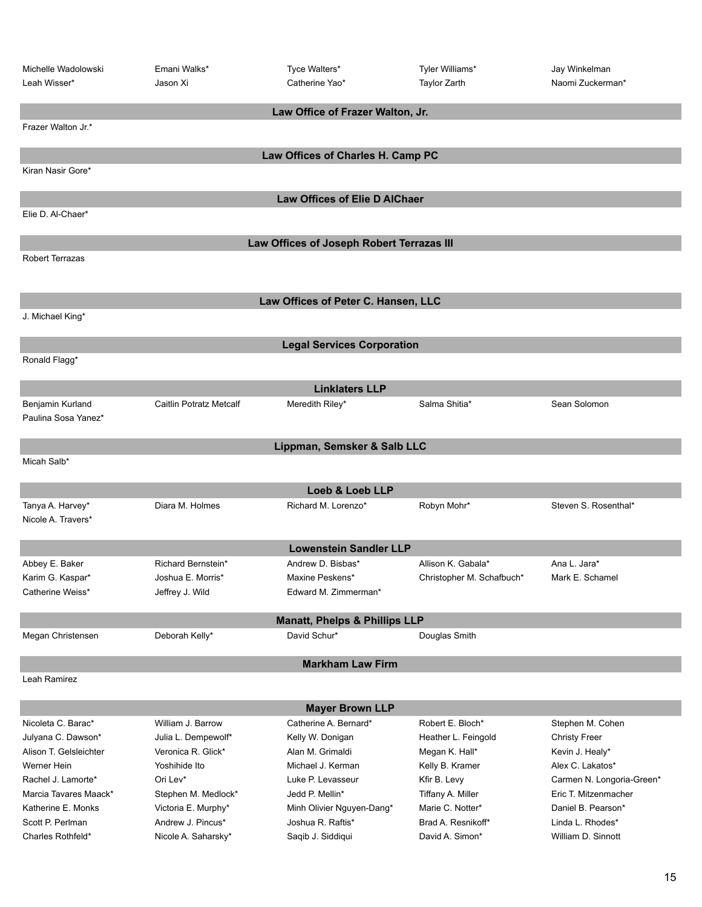Michelle Wadolowski, Emani Walks*, Tyce Walters*, Tyler Williams*, Jay Winkelman, Leah Wisser*, Jason Xi, Catherine Yao*, Taylor Zarth, Naomi Zuckerman*

## Law Office of Frazer Walton, Jr.

Frazer Walton Jr.*

## Law Offices of Charles H. Camp PC

Kiran Nasir Gore*

## Law Offices of Elie D AlChaer

Elie D. Al-Chaer*

## Law Offices of Joseph Robert Terrazas III

Robert Terrazas

## Law Offices of Peter C. Hansen, LLC

J. Michael King*

## Legal Services Corporation

Ronald Flagg*

## Linklaters LLP

Benjamin Kurland, Caitlin Potratz Metcalf, Meredith Riley*, Salma Shitia*, Sean Solomon, Paulina Sosa Yanez*

## Lippman, Semsker & Salb LLC

Micah Salb*

## Loeb & Loeb LLP

Tanya A. Harvey*, Diara M. Holmes, Richard M. Lorenzo*, Robyn Mohr*, Steven S. Rosenthal*, Nicole A. Travers*

## Lowenstein Sandler LLP

Abbey E. Baker, Richard Bernstein*, Andrew D. Bisbas*, Allison K. Gabala*, Ana L. Jara*, Karim G. Kaspar*, Joshua E. Morris*, Maxine Peskens*, Christopher M. Schafbuch*, Mark E. Schamel, Catherine Weiss*, Jeffrey J. Wild, Edward M. Zimmerman*

## Manatt, Phelps & Phillips LLP

Megan Christensen, Deborah Kelly*, David Schur*, Douglas Smith

## Markham Law Firm

Leah Ramirez

## Mayer Brown LLP

Nicoleta C. Barac*, William J. Barrow, Catherine A. Bernard*, Robert E. Bloch*, Stephen M. Cohen, Julyana C. Dawson*, Julia L. Dempewolf*, Kelly W. Donigan, Heather L. Feingold, Christy Freer, Alison T. Gelsleichter, Veronica R. Glick*, Alan M. Grimaldi, Megan K. Hall*, Kevin J. Healy*, Werner Hein, Yoshihide Ito, Michael J. Kerman, Kelly B. Kramer, Alex C. Lakatos*, Rachel J. Lamorte*, Ori Lev*, Luke P. Levasseur, Kfir B. Levy, Carmen N. Longoria-Green*, Marcia Tavares Maack*, Stephen M. Medlock*, Jedd P. Mellin*, Tiffany A. Miller, Eric T. Mitzenmacher, Katherine E. Monks, Victoria E. Murphy*, Minh Olivier Nguyen-Dang*, Marie C. Notter*, Daniel B. Pearson*, Scott P. Perlman, Andrew J. Pincus*, Joshua R. Raftis*, Brad A. Resnikoff*, Linda L. Rhodes*, Charles Rothfeld*, Nicole A. Saharsky*, Saqib J. Siddiqui, David A. Simon*, William D. Sinnott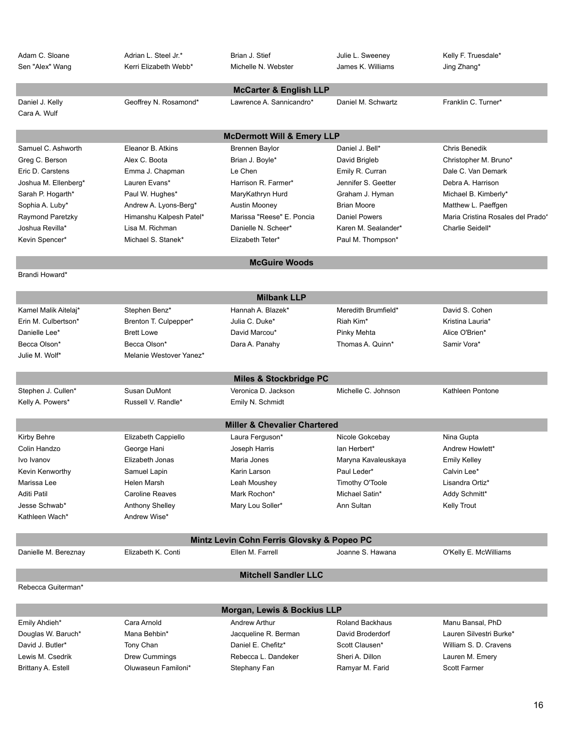| | | | | |
|---|---|---|---|---|
| Adam C. Sloane | Adrian L. Steel Jr.* | Brian J. Stief | Julie L. Sweeney | Kelly F. Truesdale* |
| Sen "Alex" Wang | Kerri Elizabeth Webb* | Michelle N. Webster | James K. Williams | Jing Zhang* |

## McCarter & English LLP

| | | | | |
|---|---|---|---|---|
| Daniel J. Kelly | Geoffrey N. Rosamond* | Lawrence A. Sannicandro* | Daniel M. Schwartz | Franklin C. Turner* |
| Cara A. Wulf | | | | |

## McDermott Will & Emery LLP

| | | | | |
|---|---|---|---|---|
| Samuel C. Ashworth | Eleanor B. Atkins | Brennen Baylor | Daniel J. Bell* | Chris Benedik |
| Greg C. Berson | Alex C. Boota | Brian J. Boyle* | David Brigleb | Christopher M. Bruno* |
| Eric D. Carstens | Emma J. Chapman | Le Chen | Emily R. Curran | Dale C. Van Demark |
| Joshua M. Ellenberg* | Lauren Evans* | Harrison R. Farmer* | Jennifer S. Geetter | Debra A. Harrison |
| Sarah P. Hogarth* | Paul W. Hughes* | MaryKathryn Hurd | Graham J. Hyman | Michael B. Kimberly* |
| Sophia A. Luby* | Andrew A. Lyons-Berg* | Austin Mooney | Brian Moore | Matthew L. Paeffgen |
| Raymond Paretzky | Himanshu Kalpesh Patel* | Marissa "Reese" E. Poncia | Daniel Powers | Maria Cristina Rosales del Prado* |
| Joshua Revilla* | Lisa M. Richman | Danielle N. Scheer* | Karen M. Sealander* | Charlie Seidell* |
| Kevin Spencer* | Michael S. Stanek* | Elizabeth Teter* | Paul M. Thompson* | |

## McGuire Woods

Brandi Howard*

## Milbank LLP

| | | | | |
|---|---|---|---|---|
| Kamel Malik Aitelaj* | Stephen Benz* | Hannah A. Blazek* | Meredith Brumfield* | David S. Cohen |
| Erin M. Culbertson* | Brenton T. Culpepper* | Julia C. Duke* | Riah Kim* | Kristina Lauria* |
| Danielle Lee* | Brett Lowe | David Marcou* | Pinky Mehta | Alice O'Brien* |
| Becca Olson* | Becca Olson* | Dara A. Panahy | Thomas A. Quinn* | Samir Vora* |
| Julie M. Wolf* | Melanie Westover Yanez* | | | |

## Miles & Stockbridge PC

| | | | | |
|---|---|---|---|---|
| Stephen J. Cullen* | Susan DuMont | Veronica D. Jackson | Michelle C. Johnson | Kathleen Pontone |
| Kelly A. Powers* | Russell V. Randle* | Emily N. Schmidt | | |

## Miller & Chevalier Chartered

| | | | | |
|---|---|---|---|---|
| Kirby Behre | Elizabeth Cappiello | Laura Ferguson* | Nicole Gokcebay | Nina Gupta |
| Colin Handzo | George Hani | Joseph Harris | Ian Herbert* | Andrew Howlett* |
| Ivo Ivanov | Elizabeth Jonas | Maria Jones | Maryna Kavaleuskaya | Emily Kelley |
| Kevin Kenworthy | Samuel Lapin | Karin Larson | Paul Leder* | Calvin Lee* |
| Marissa Lee | Helen Marsh | Leah Moushey | Timothy O'Toole | Lisandra Ortiz* |
| Aditi Patil | Caroline Reaves | Mark Rochon* | Michael Satin* | Addy Schmitt* |
| Jesse Schwab* | Anthony Shelley | Mary Lou Soller* | Ann Sultan | Kelly Trout |
| Kathleen Wach* | Andrew Wise* | | | |

## Mintz Levin Cohn Ferris Glovsky & Popeo PC

| | | | | |
|---|---|---|---|---|
| Danielle M. Bereznay | Elizabeth K. Conti | Ellen M. Farrell | Joanne S. Hawana | O'Kelly E. McWilliams |

## Mitchell Sandler LLC

Rebecca Guiterman*

## Morgan, Lewis & Bockius LLP

| | | | | |
|---|---|---|---|---|
| Emily Ahdieh* | Cara Arnold | Andrew Arthur | Roland Backhaus | Manu Bansal, PhD |
| Douglas W. Baruch* | Mana Behbin* | Jacqueline R. Berman | David Broderdorf | Lauren Silvestri Burke* |
| David J. Butler* | Tony Chan | Daniel E. Chefitz* | Scott Clausen* | William S. D. Cravens |
| Lewis M. Csedrik | Drew Cummings | Rebecca L. Dandeker | Sheri A. Dillon | Lauren M. Emery |
| Brittany A. Estell | Oluwaseun Familoni* | Stephany Fan | Ramyar M. Farid | Scott Farmer |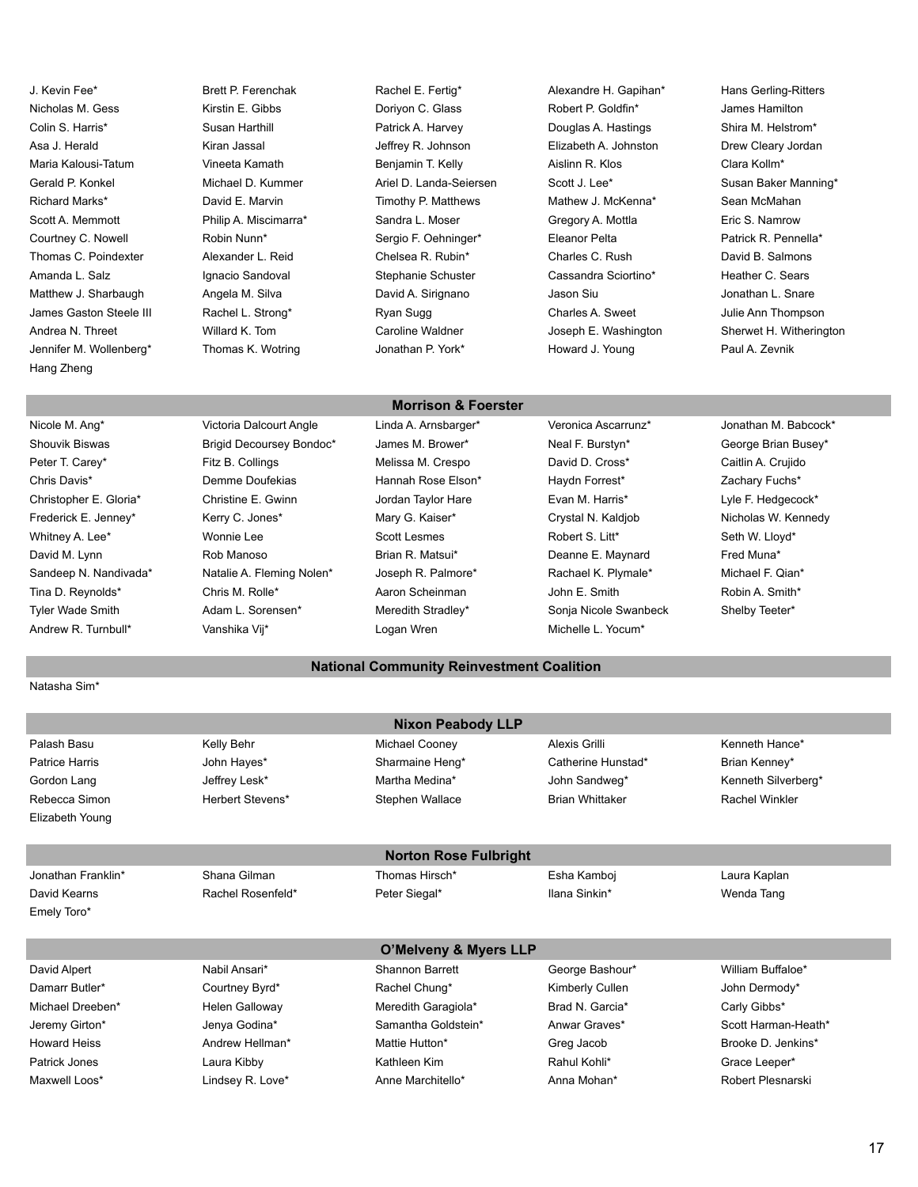| | | | | |
|---|---|---|---|---|
| J. Kevin Fee* | Brett P. Ferenchak | Rachel E. Fertig* | Alexandre H. Gapihan* | Hans Gerling-Ritters |
| Nicholas M. Gess | Kirstin E. Gibbs | Doriyon C. Glass | Robert P. Goldfin* | James Hamilton |
| Colin S. Harris* | Susan Harthill | Patrick A. Harvey | Douglas A. Hastings | Shira M. Helstrom* |
| Asa J. Herald | Kiran Jassal | Jeffrey R. Johnson | Elizabeth A. Johnston | Drew Cleary Jordan |
| Maria Kalousi-Tatum | Vineeta Kamath | Benjamin T. Kelly | Aislinn R. Klos | Clara Kollm* |
| Gerald P. Konkel | Michael D. Kummer | Ariel D. Landa-Seiersen | Scott J. Lee* | Susan Baker Manning* |
| Richard Marks* | David E. Marvin | Timothy P. Matthews | Mathew J. McKenna* | Sean McMahan |
| Scott A. Memmott | Philip A. Miscimarra* | Sandra L. Moser | Gregory A. Mottla | Eric S. Namrow |
| Courtney C. Nowell | Robin Nunn* | Sergio F. Oehninger* | Eleanor Pelta | Patrick R. Pennella* |
| Thomas C. Poindexter | Alexander L. Reid | Chelsea R. Rubin* | Charles C. Rush | David B. Salmons |
| Amanda L. Salz | Ignacio Sandoval | Stephanie Schuster | Cassandra Sciortino* | Heather C. Sears |
| Matthew J. Sharbaugh | Angela M. Silva | David A. Sirignano | Jason Siu | Jonathan L. Snare |
| James Gaston Steele III | Rachel L. Strong* | Ryan Sugg | Charles A. Sweet | Julie Ann Thompson |
| Andrea N. Threet | Willard K. Tom | Caroline Waldner | Joseph E. Washington | Sherwet H. Witherington |
| Jennifer M. Wollenberg* | Thomas K. Wotring | Jonathan P. York* | Howard J. Young | Paul A. Zevnik |
| Hang Zheng | | | | |

## Morrison & Foerster

| | | | | |
|---|---|---|---|---|
| Nicole M. Ang* | Victoria Dalcourt Angle | Linda A. Arnsbarger* | Veronica Ascarrunz* | Jonathan M. Babcock* |
| Shouvik Biswas | Brigid Decoursey Bondoc* | James M. Brower* | Neal F. Burstyn* | George Brian Busey* |
| Peter T. Carey* | Fitz B. Collings | Melissa M. Crespo | David D. Cross* | Caitlin A. Crujido |
| Chris Davis* | Demme Doufekias | Hannah Rose Elson* | Haydn Forrest* | Zachary Fuchs* |
| Christopher E. Gloria* | Christine E. Gwinn | Jordan Taylor Hare | Evan M. Harris* | Lyle F. Hedgecock* |
| Frederick E. Jenney* | Kerry C. Jones* | Mary G. Kaiser* | Crystal N. Kaldjob | Nicholas W. Kennedy |
| Whitney A. Lee* | Wonnie Lee | Scott Lesmes | Robert S. Litt* | Seth W. Lloyd* |
| David M. Lynn | Rob Manoso | Brian R. Matsui* | Deanne E. Maynard | Fred Muna* |
| Sandeep N. Nandivada* | Natalie A. Fleming Nolen* | Joseph R. Palmore* | Rachael K. Plymale* | Michael F. Qian* |
| Tina D. Reynolds* | Chris M. Rolle* | Aaron Scheinman | John E. Smith | Robin A. Smith* |
| Tyler Wade Smith | Adam L. Sorensen* | Meredith Stradley* | Sonja Nicole Swanbeck | Shelby Teeter* |
| Andrew R. Turnbull* | Vanshika Vij* | Logan Wren | Michelle L. Yocum* | |

## National Community Reinvestment Coalition

Natasha Sim*

## Nixon Peabody LLP

| | | | | |
|---|---|---|---|---|
| Palash Basu | Kelly Behr | Michael Cooney | Alexis Grilli | Kenneth Hance* |
| Patrice Harris | John Hayes* | Sharmaine Heng* | Catherine Hunstad* | Brian Kenney* |
| Gordon Lang | Jeffrey Lesk* | Martha Medina* | John Sandweg* | Kenneth Silverberg* |
| Rebecca Simon | Herbert Stevens* | Stephen Wallace | Brian Whittaker | Rachel Winkler |
| Elizabeth Young | | | | |

## Norton Rose Fulbright

| | | | | |
|---|---|---|---|---|
| Jonathan Franklin* | Shana Gilman | Thomas Hirsch* | Esha Kamboj | Laura Kaplan |
| David Kearns | Rachel Rosenfeld* | Peter Siegal* | Ilana Sinkin* | Wenda Tang |
| Emely Toro* | | | | |

## O'Melveny & Myers LLP

| | | | | |
|---|---|---|---|---|
| David Alpert | Nabil Ansari* | Shannon Barrett | George Bashour* | William Buffaloe* |
| Damarr Butler* | Courtney Byrd* | Rachel Chung* | Kimberly Cullen | John Dermody* |
| Michael Dreeben* | Helen Galloway | Meredith Garagiola* | Brad N. Garcia* | Carly Gibbs* |
| Jeremy Girton* | Jenya Godina* | Samantha Goldstein* | Anwar Graves* | Scott Harman-Heath* |
| Howard Heiss | Andrew Hellman* | Mattie Hutton* | Greg Jacob | Brooke D. Jenkins* |
| Patrick Jones | Laura Kibby | Kathleen Kim | Rahul Kohli* | Grace Leeper* |
| Maxwell Loos* | Lindsey R. Love* | Anne Marchitello* | Anna Mohan* | Robert Plesnarski |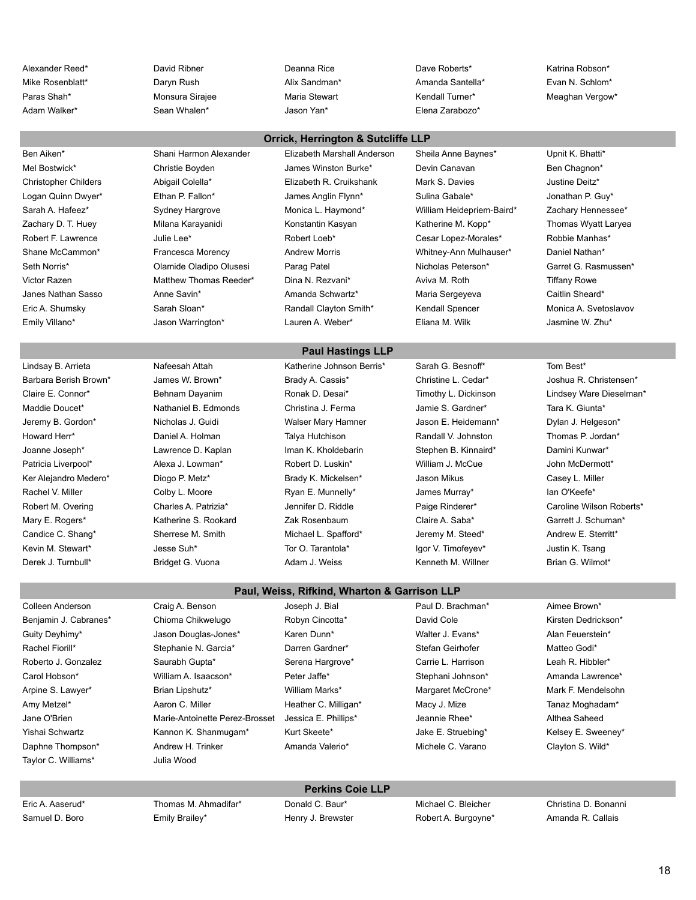| | | | | |
|---|---|---|---|---|
| Alexander Reed* | David Ribner | Deanna Rice | Dave Roberts* | Katrina Robson* |
| Mike Rosenblatt* | Daryn Rush | Alix Sandman* | Amanda Santella* | Evan N. Schlom* |
| Paras Shah* | Monsura Sirajee | Maria Stewart | Kendall Turner* | Meaghan Vergow* |
| Adam Walker* | Sean Whalen* | Jason Yan* | Elena Zarabozo* | |

## Orrick, Herrington & Sutcliffe LLP

| | | | | |
|---|---|---|---|---|
| Ben Aiken* | Shani Harmon Alexander | Elizabeth Marshall Anderson | Sheila Anne Baynes* | Upnit K. Bhatti* |
| Mel Bostwick* | Christie Boyden | James Winston Burke* | Devin Canavan | Ben Chagnon* |
| Christopher Childers | Abigail Colella* | Elizabeth R. Cruikshank | Mark S. Davies | Justine Deitz* |
| Logan Quinn Dwyer* | Ethan P. Fallon* | James Anglin Flynn* | Sulina Gabale* | Jonathan P. Guy* |
| Sarah A. Hafeez* | Sydney Hargrove | Monica L. Haymond* | William Heidepriem-Baird* | Zachary Hennessee* |
| Zachary D. T. Huey | Milana Karayanidi | Konstantin Kasyan | Katherine M. Kopp* | Thomas Wyatt Laryea |
| Robert F. Lawrence | Julie Lee* | Robert Loeb* | Cesar Lopez-Morales* | Robbie Manhas* |
| Shane McCammon* | Francesca Morency | Andrew Morris | Whitney-Ann Mulhauser* | Daniel Nathan* |
| Seth Norris* | Olamide Oladipo Olusesi | Parag Patel | Nicholas Peterson* | Garret G. Rasmussen* |
| Victor Razen | Matthew Thomas Reeder* | Dina N. Rezvani* | Aviva M. Roth | Tiffany Rowe |
| Janes Nathan Sasso | Anne Savin* | Amanda Schwartz* | Maria Sergeyeva | Caitlin Sheard* |
| Eric A. Shumsky | Sarah Sloan* | Randall Clayton Smith* | Kendall Spencer | Monica A. Svetoslavov |
| Emily Villano* | Jason Warrington* | Lauren A. Weber* | Eliana M. Wilk | Jasmine W. Zhu* |

## Paul Hastings LLP

| | | | | |
|---|---|---|---|---|
| Lindsay B. Arrieta | Nafeesah Attah | Katherine Johnson Berris* | Sarah G. Besnoff* | Tom Best* |
| Barbara Berish Brown* | James W. Brown* | Brady A. Cassis* | Christine L. Cedar* | Joshua R. Christensen* |
| Claire E. Connor* | Behnam Dayanim | Ronak D. Desai* | Timothy L. Dickinson | Lindsey Ware Dieselman* |
| Maddie Doucet* | Nathaniel B. Edmonds | Christina J. Ferma | Jamie S. Gardner* | Tara K. Giunta* |
| Jeremy B. Gordon* | Nicholas J. Guidi | Walser Mary Hamner | Jason E. Heidemann* | Dylan J. Helgeson* |
| Howard Herr* | Daniel A. Holman | Talya Hutchison | Randall V. Johnston | Thomas P. Jordan* |
| Joanne Joseph* | Lawrence D. Kaplan | Iman K. Kholdebarin | Stephen B. Kinnaird* | Damini Kunwar* |
| Patricia Liverpool* | Alexa J. Lowman* | Robert D. Luskin* | William J. McCue | John McDermott* |
| Ker Alejandro Medero* | Diogo P. Metz* | Brady K. Mickelsen* | Jason Mikus | Casey L. Miller |
| Rachel V. Miller | Colby L. Moore | Ryan E. Munnelly* | James Murray* | Ian O'Keefe* |
| Robert M. Overing | Charles A. Patrizia* | Jennifer D. Riddle | Paige Rinderer* | Caroline Wilson Roberts* |
| Mary E. Rogers* | Katherine S. Rookard | Zak Rosenbaum | Claire A. Saba* | Garrett J. Schuman* |
| Candice C. Shang* | Sherrese M. Smith | Michael L. Spafford* | Jeremy M. Steed* | Andrew E. Sterritt* |
| Kevin M. Stewart* | Jesse Suh* | Tor O. Tarantola* | Igor V. Timofeyev* | Justin K. Tsang |
| Derek J. Turnbull* | Bridget G. Vuona | Adam J. Weiss | Kenneth M. Willner | Brian G. Wilmot* |

## Paul, Weiss, Rifkind, Wharton & Garrison LLP

| | | | | |
|---|---|---|---|---|
| Colleen Anderson | Craig A. Benson | Joseph J. Bial | Paul D. Brachman* | Aimee Brown* |
| Benjamin J. Cabranes* | Chioma Chikwelugo | Robyn Cincotta* | David Cole | Kirsten Dedrickson* |
| Guity Deyhimy* | Jason Douglas-Jones* | Karen Dunn* | Walter J. Evans* | Alan Feuerstein* |
| Rachel Fiorill* | Stephanie N. Garcia* | Darren Gardner* | Stefan Geirhofer | Matteo Godi* |
| Roberto J. Gonzalez | Saurabh Gupta* | Serena Hargrove* | Carrie L. Harrison | Leah R. Hibbler* |
| Carol Hobson* | William A. Isaacson* | Peter Jaffe* | Stephani Johnson* | Amanda Lawrence* |
| Arpine S. Lawyer* | Brian Lipshutz* | William Marks* | Margaret McCrone* | Mark F. Mendelsohn |
| Amy Metzel* | Aaron C. Miller | Heather C. Milligan* | Macy J. Mize | Tanaz Moghadam* |
| Jane O'Brien | Marie-Antoinette Perez-Brosset | Jessica E. Phillips* | Jeannie Rhee* | Althea Saheed |
| Yishai Schwartz | Kannon K. Shanmugam* | Kurt Skeete* | Jake E. Struebing* | Kelsey E. Sweeney* |
| Daphne Thompson* | Andrew H. Trinker | Amanda Valerio* | Michele C. Varano | Clayton S. Wild* |
| Taylor C. Williams* | Julia Wood | | | |

## Perkins Coie LLP

| | | | | |
|---|---|---|---|---|
| Eric A. Aaserud* | Thomas M. Ahmadifar* | Donald C. Baur* | Michael C. Bleicher | Christina D. Bonanni |
| Samuel D. Boro | Emily Brailey* | Henry J. Brewster | Robert A. Burgoyne* | Amanda R. Callais |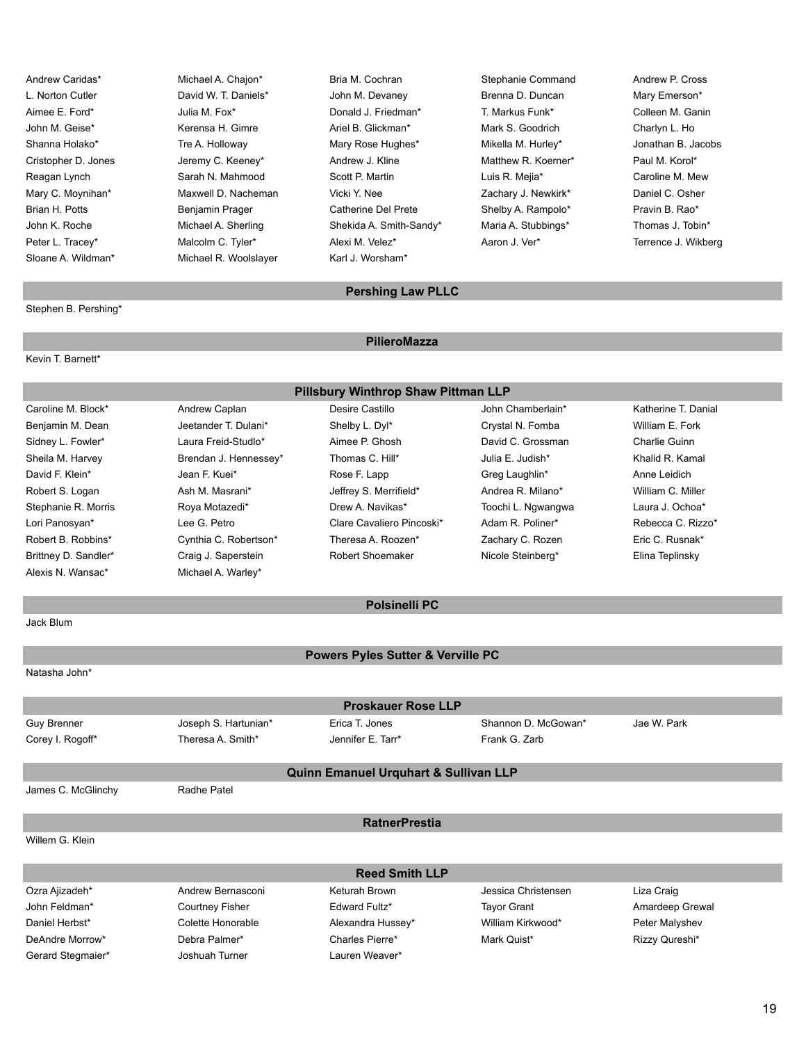| | | | | |
|---|---|---|---|---|
| Andrew Caridas* | Michael A. Chajon* | Bria M. Cochran | Stephanie Command | Andrew P. Cross |
| L. Norton Cutler | David W. T. Daniels* | John M. Devaney | Brenna D. Duncan | Mary Emerson* |
| Aimee E. Ford* | Julia M. Fox* | Donald J. Friedman* | T. Markus Funk* | Colleen M. Ganin |
| John M. Geise* | Kerensa H. Gimre | Ariel B. Glickman* | Mark S. Goodrich | Charlyn L. Ho |
| Shanna Holako* | Tre A. Holloway | Mary Rose Hughes* | Mikella M. Hurley* | Jonathan B. Jacobs |
| Cristopher D. Jones | Jeremy C. Keeney* | Andrew J. Kline | Matthew R. Koerner* | Paul M. Korol* |
| Reagan Lynch | Sarah N. Mahmood | Scott P. Martin | Luis R. Mejia* | Caroline M. Mew |
| Mary C. Moynihan* | Maxwell D. Nacheman | Vicki Y. Nee | Zachary J. Newkirk* | Daniel C. Osher |
| Brian H. Potts | Benjamin Prager | Catherine Del Prete | Shelby A. Rampolo* | Pravin B. Rao* |
| John K. Roche | Michael A. Sherling | Shekida A. Smith-Sandy* | Maria A. Stubbings* | Thomas J. Tobin* |
| Peter L. Tracey* | Malcolm C. Tyler* | Alexi M. Velez* | Aaron J. Ver* | Terrence J. Wikberg |
| Sloane A. Wildman* | Michael R. Woolslayer | Karl J. Worsham* | | |

## Pershing Law PLLC

Stephen B. Pershing*

## PilieroMazza

Kevin T. Barnett*

## Pillsbury Winthrop Shaw Pittman LLP

| | | | | |
|---|---|---|---|---|
| Caroline M. Block* | Andrew Caplan | Desire Castillo | John Chamberlain* | Katherine T. Danial |
| Benjamin M. Dean | Jeetander T. Dulani* | Shelby L. Dyl* | Crystal N. Fomba | William E. Fork |
| Sidney L. Fowler* | Laura Freid-Studlo* | Aimee P. Ghosh | David C. Grossman | Charlie Guinn |
| Sheila M. Harvey | Brendan J. Hennessey* | Thomas C. Hill* | Julia E. Judish* | Khalid R. Kamal |
| David F. Klein* | Jean F. Kuei* | Rose F. Lapp | Greg Laughlin* | Anne Leidich |
| Robert S. Logan | Ash M. Masrani* | Jeffrey S. Merrifield* | Andrea R. Milano* | William C. Miller |
| Stephanie R. Morris | Roya Motazedi* | Drew A. Navikas* | Toochi L. Ngwangwa | Laura J. Ochoa* |
| Lori Panosyan* | Lee G. Petro | Clare Cavaliero Pincoski* | Adam R. Poliner* | Rebecca C. Rizzo* |
| Robert B. Robbins* | Cynthia C. Robertson* | Theresa A. Roozen* | Zachary C. Rozen | Eric C. Rusnak* |
| Brittney D. Sandler* | Craig J. Saperstein | Robert Shoemaker | Nicole Steinberg* | Elina Teplinsky |
| Alexis N. Wansac* | Michael A. Warley* | | | |

## Polsinelli PC

Jack Blum

## Powers Pyles Sutter & Verville PC

Natasha John*

## Proskauer Rose LLP

| | | | | |
|---|---|---|---|---|
| Guy Brenner | Joseph S. Hartunian* | Erica T. Jones | Shannon D. McGowan* | Jae W. Park |
| Corey I. Rogoff* | Theresa A. Smith* | Jennifer E. Tarr* | Frank G. Zarb | |

## Quinn Emanuel Urquhart & Sullivan LLP

| | |
|---|---|
| James C. McGlinchy | Radhe Patel |

## RatnerPrestia

Willem G. Klein

## Reed Smith LLP

| | | | | |
|---|---|---|---|---|
| Ozra Ajizadeh* | Andrew Bernasconi | Keturah Brown | Jessica Christensen | Liza Craig |
| John Feldman* | Courtney Fisher | Edward Fultz* | Tayor Grant | Amardeep Grewal |
| Daniel Herbst* | Colette Honorable | Alexandra Hussey* | William Kirkwood* | Peter Malyshev |
| DeAndre Morrow* | Debra Palmer* | Charles Pierre* | Mark Quist* | Rizzy Qureshi* |
| Gerard Stegmaier* | Joshuah Turner | Lauren Weaver* | | |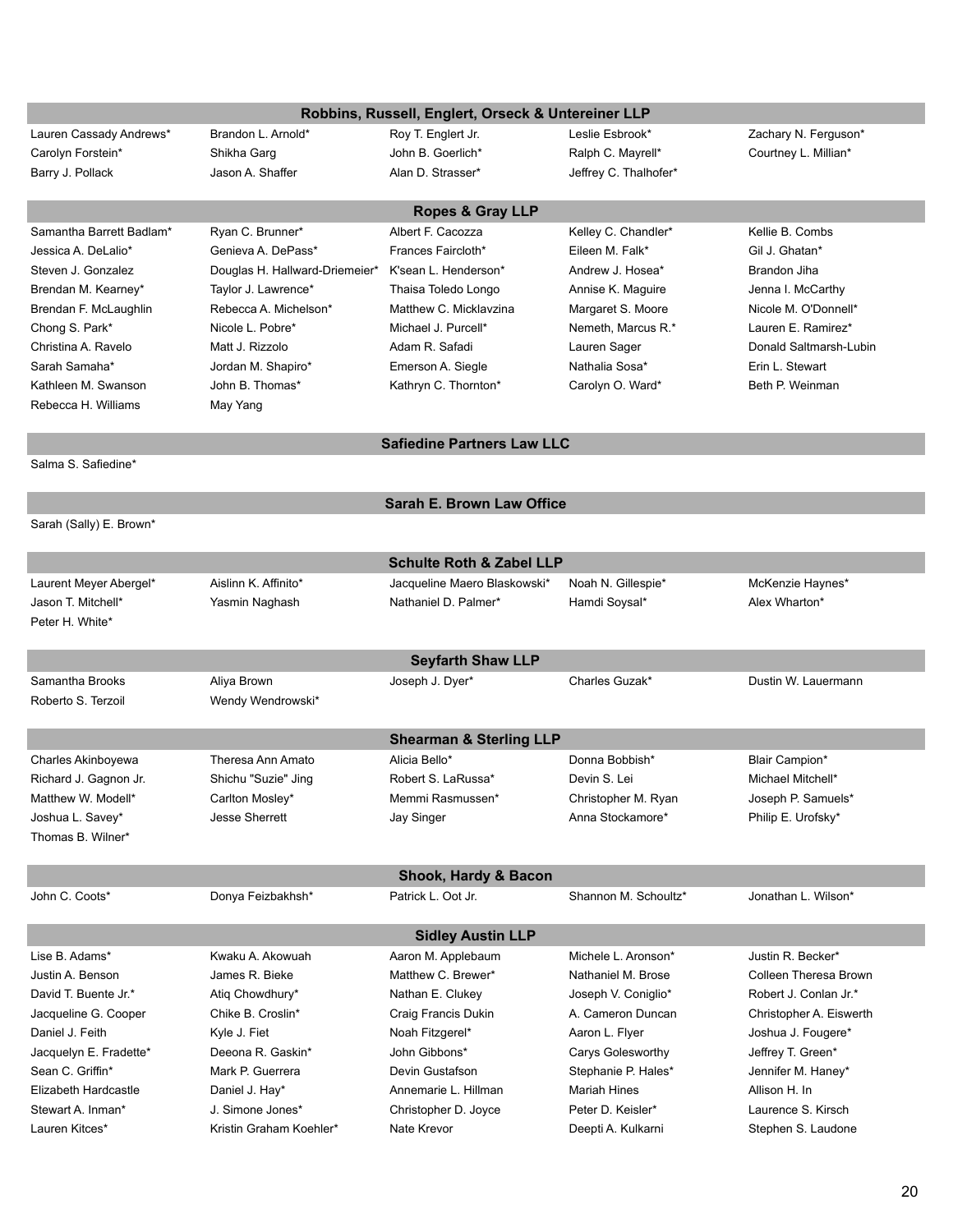## Robbins, Russell, Englert, Orseck & Untereiner LLP

| | | | | |
|---|---|---|---|---|
| Lauren Cassady Andrews* | Brandon L. Arnold* | Roy T. Englert Jr. | Leslie Esbrook* | Zachary N. Ferguson* |
| Carolyn Forstein* | Shikha Garg | John B. Goerlich* | Ralph C. Mayrell* | Courtney L. Millian* |
| Barry J. Pollack | Jason A. Shaffer | Alan D. Strasser* | Jeffrey C. Thalhofer* | |

## Ropes & Gray LLP

| | | | | |
|---|---|---|---|---|
| Samantha Barrett Badlam* | Ryan C. Brunner* | Albert F. Cacozza | Kelley C. Chandler* | Kellie B. Combs |
| Jessica A. DeLalio* | Genieva A. DePass* | Frances Faircloth* | Eileen M. Falk* | Gil J. Ghatan* |
| Steven J. Gonzalez | Douglas H. Hallward-Driemeier* | K'sean L. Henderson* | Andrew J. Hosea* | Brandon Jiha |
| Brendan M. Kearney* | Taylor J. Lawrence* | Thaisa Toledo Longo | Annise K. Maguire | Jenna I. McCarthy |
| Brendan F. McLaughlin | Rebecca A. Michelson* | Matthew C. Micklavzina | Margaret S. Moore | Nicole M. O'Donnell* |
| Chong S. Park* | Nicole L. Pobre* | Michael J. Purcell* | Nemeth, Marcus R.* | Lauren E. Ramirez* |
| Christina A. Ravelo | Matt J. Rizzolo | Adam R. Safadi | Lauren Sager | Donald Saltmarsh-Lubin |
| Sarah Samaha* | Jordan M. Shapiro* | Emerson A. Siegle | Nathalia Sosa* | Erin L. Stewart |
| Kathleen M. Swanson | John B. Thomas* | Kathryn C. Thornton* | Carolyn O. Ward* | Beth P. Weinman |
| Rebecca H. Williams | May Yang | | | |

## Safiedine Partners Law LLC

Salma S. Safiedine*

## Sarah E. Brown Law Office

Sarah (Sally) E. Brown*

## Schulte Roth & Zabel LLP

| | | | | |
|---|---|---|---|---|
| Laurent Meyer Abergel* | Aislinn K. Affinito* | Jacqueline Maero Blaskowski* | Noah N. Gillespie* | McKenzie Haynes* |
| Jason T. Mitchell* | Yasmin Naghash | Nathaniel D. Palmer* | Hamdi Soysal* | Alex Wharton* |
| Peter H. White* | | | | |

## Seyfarth Shaw LLP

| | | | | |
|---|---|---|---|---|
| Samantha Brooks | Aliya Brown | Joseph J. Dyer* | Charles Guzak* | Dustin W. Lauermann |
| Roberto S. Terzoil | Wendy Wendrowski* | | | |

## Shearman & Sterling LLP

| | | | | |
|---|---|---|---|---|
| Charles Akinboyewa | Theresa Ann Amato | Alicia Bello* | Donna Bobbish* | Blair Campion* |
| Richard J. Gagnon Jr. | Shichu "Suzie" Jing | Robert S. LaRussa* | Devin S. Lei | Michael Mitchell* |
| Matthew W. Modell* | Carlton Mosley* | Memmi Rasmussen* | Christopher M. Ryan | Joseph P. Samuels* |
| Joshua L. Savey* | Jesse Sherrett | Jay Singer | Anna Stockamore* | Philip E. Urofsky* |
| Thomas B. Wilner* | | | | |

## Shook, Hardy & Bacon

| | | | | |
|---|---|---|---|---|
| John C. Coots* | Donya Feizbakhsh* | Patrick L. Oot Jr. | Shannon M. Schoultz* | Jonathan L. Wilson* |

## Sidley Austin LLP

| | | | | |
|---|---|---|---|---|
| Lise B. Adams* | Kwaku A. Akowuah | Aaron M. Applebaum | Michele L. Aronson* | Justin R. Becker* |
| Justin A. Benson | James R. Bieke | Matthew C. Brewer* | Nathaniel M. Brose | Colleen Theresa Brown |
| David T. Buente Jr.* | Atiq Chowdhury* | Nathan E. Clukey | Joseph V. Coniglio* | Robert J. Conlan Jr.* |
| Jacqueline G. Cooper | Chike B. Croslin* | Craig Francis Dukin | A. Cameron Duncan | Christopher A. Eiswerth |
| Daniel J. Feith | Kyle J. Fiet | Noah Fitzgerel* | Aaron L. Flyer | Joshua J. Fougere* |
| Jacquelyn E. Fradette* | Deeona R. Gaskin* | John Gibbons* | Carys Golesworthy | Jeffrey T. Green* |
| Sean C. Griffin* | Mark P. Guerrera | Devin Gustafson | Stephanie P. Hales* | Jennifer M. Haney* |
| Elizabeth Hardcastle | Daniel J. Hay* | Annemarie L. Hillman | Mariah Hines | Allison H. In |
| Stewart A. Inman* | J. Simone Jones* | Christopher D. Joyce | Peter D. Keisler* | Laurence S. Kirsch |
| Lauren Kitces* | Kristin Graham Koehler* | Nate Krevor | Deepti A. Kulkarni | Stephen S. Laudone |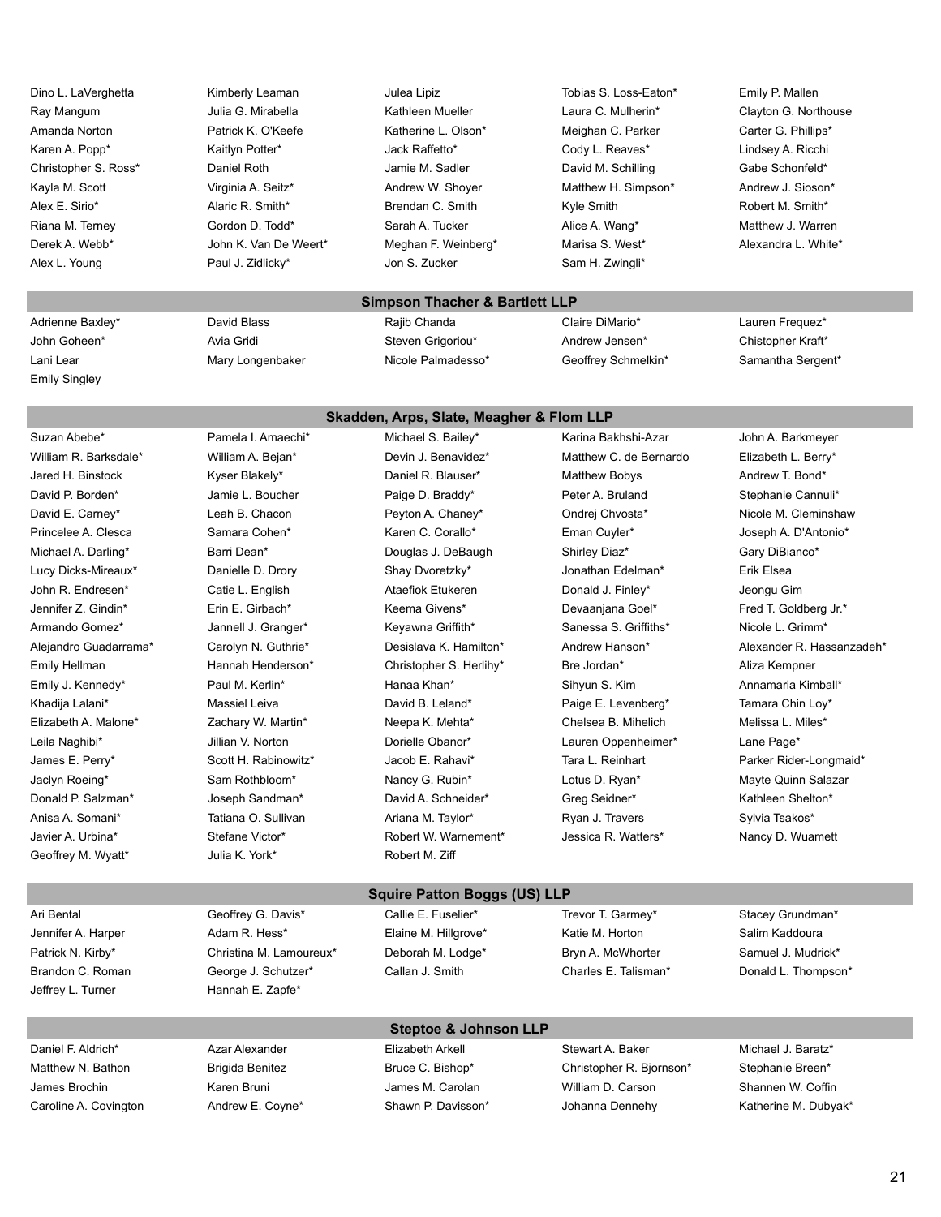Dino L. LaVerghetta
Kimberly Leaman
Julea Lipiz
Tobias S. Loss-Eaton*
Emily P. Mallen
Ray Mangum
Julia G. Mirabella
Kathleen Mueller
Laura C. Mulherin*
Clayton G. Northouse
Amanda Norton
Patrick K. O'Keefe
Katherine L. Olson*
Meighan C. Parker
Carter G. Phillips*
Karen A. Popp*
Kaitlyn Potter*
Jack Raffetto*
Cody L. Reaves*
Lindsey A. Ricchi
Christopher S. Ross*
Daniel Roth
Jamie M. Sadler
David M. Schilling
Gabe Schonfeld*
Kayla M. Scott
Virginia A. Seitz*
Andrew W. Shoyer
Matthew H. Simpson*
Andrew J. Sioson*
Alex E. Sirio*
Alaric R. Smith*
Brendan C. Smith
Kyle Smith
Robert M. Smith*
Riana M. Terney
Gordon D. Todd*
Sarah A. Tucker
Alice A. Wang*
Matthew J. Warren
Derek A. Webb*
John K. Van De Weert*
Meghan F. Weinberg*
Marisa S. West*
Alexandra L. White*
Alex L. Young
Paul J. Zidlicky*
Jon S. Zucker
Sam H. Zwingli*

## Simpson Thacher & Bartlett LLP

Adrienne Baxley*
David Blass
Rajib Chanda
Claire DiMario*
Lauren Frequez*
John Goheen*
Avia Gridi
Steven Grigoriou*
Andrew Jensen*
Chistopher Kraft*
Lani Lear
Mary Longenbaker
Nicole Palmadesso*
Geoffrey Schmelkin*
Samantha Sergent*
Emily Singley

## Skadden, Arps, Slate, Meagher & Flom LLP

Suzan Abebe*
Pamela I. Amaechi*
Michael S. Bailey*
Karina Bakhshi-Azar
John A. Barkmeyer
William R. Barksdale*
William A. Bejan*
Devin J. Benavidez*
Matthew C. de Bernardo
Elizabeth L. Berry*
Jared H. Binstock
Kyser Blakely*
Daniel R. Blauser*
Matthew Bobys
Andrew T. Bond*
David P. Borden*
Jamie L. Boucher
Paige D. Braddy*
Peter A. Bruland
Stephanie Cannuli*
David E. Carney*
Leah B. Chacon
Peyton A. Chaney*
Ondrej Chvosta*
Nicole M. Cleminshaw
Princelee A. Clesca
Samara Cohen*
Karen C. Corallo*
Eman Cuyler*
Joseph A. D'Antonio*
Michael A. Darling*
Barri Dean*
Douglas J. DeBaugh
Shirley Diaz*
Gary DiBianco*
Lucy Dicks-Mireaux*
Danielle D. Drory
Shay Dvoretzky*
Jonathan Edelman*
Erik Elsea
John R. Endresen*
Catie L. English
Ataefiok Etukeren
Donald J. Finley*
Jeongu Gim
Jennifer Z. Gindin*
Erin E. Girbach*
Keema Givens*
Devaanjana Goel*
Fred T. Goldberg Jr.*
Armando Gomez*
Jannell J. Granger*
Keyawna Griffith*
Sanessa S. Griffiths*
Nicole L. Grimm*
Alejandro Guadarrama*
Carolyn N. Guthrie*
Desislava K. Hamilton*
Andrew Hanson*
Alexander R. Hassanzadeh*
Emily Hellman
Hannah Henderson*
Christopher S. Herlihy*
Bre Jordan*
Aliza Kempner
Emily J. Kennedy*
Paul M. Kerlin*
Hanaa Khan*
Sihyun S. Kim
Annamaria Kimball*
Khadija Lalani*
Massiel Leiva
David B. Leland*
Paige E. Levenberg*
Tamara Chin Loy*
Elizabeth A. Malone*
Zachary W. Martin*
Neepa K. Mehta*
Chelsea B. Mihelich
Melissa L. Miles*
Leila Naghibi*
Jillian V. Norton
Dorielle Obanor*
Lauren Oppenheimer*
Lane Page*
James E. Perry*
Scott H. Rabinowitz*
Jacob E. Rahavi*
Tara L. Reinhart
Parker Rider-Longmaid*
Jaclyn Roeing*
Sam Rothbloom*
Nancy G. Rubin*
Lotus D. Ryan*
Mayte Quinn Salazar
Donald P. Salzman*
Joseph Sandman*
David A. Schneider*
Greg Seidner*
Kathleen Shelton*
Anisa A. Somani*
Tatiana O. Sullivan
Ariana M. Taylor*
Ryan J. Travers
Sylvia Tsakos*
Javier A. Urbina*
Stefane Victor*
Robert W. Warnement*
Jessica R. Watters*
Nancy D. Wuamett
Geoffrey M. Wyatt*
Julia K. York*
Robert M. Ziff

## Squire Patton Boggs (US) LLP

Ari Bental
Geoffrey G. Davis*
Callie E. Fuselier*
Trevor T. Garmey*
Stacey Grundman*
Jennifer A. Harper
Adam R. Hess*
Elaine M. Hillgrove*
Katie M. Horton
Salim Kaddoura
Patrick N. Kirby*
Christina M. Lamoureux*
Deborah M. Lodge*
Bryn A. McWhorter
Samuel J. Mudrick*
Brandon C. Roman
George J. Schutzer*
Callan J. Smith
Charles E. Talisman*
Donald L. Thompson*
Jeffrey L. Turner
Hannah E. Zapfe*

## Steptoe & Johnson LLP

Daniel F. Aldrich*
Azar Alexander
Elizabeth Arkell
Stewart A. Baker
Michael J. Baratz*
Matthew N. Bathon
Brigida Benitez
Bruce C. Bishop*
Christopher R. Bjornson*
Stephanie Breen*
James Brochin
Karen Bruni
James M. Carolan
William D. Carson
Shannen W. Coffin
Caroline A. Covington
Andrew E. Coyne*
Shawn P. Davisson*
Johanna Dennehy
Katherine M. Dubyak*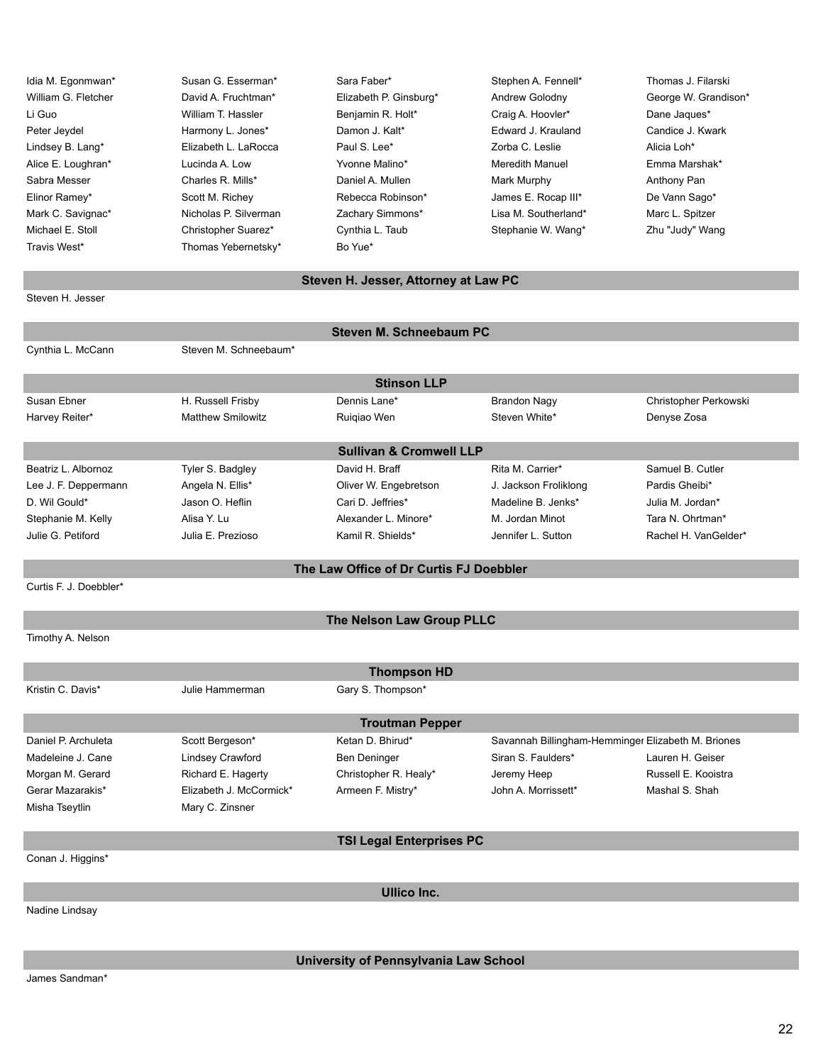| | | | | |
|---|---|---|---|---|
| Idia M. Egonmwan* | Susan G. Esserman* | Sara Faber* | Stephen A. Fennell* | Thomas J. Filarski |
| William G. Fletcher | David A. Fruchtman* | Elizabeth P. Ginsburg* | Andrew Golodny | George W. Grandison* |
| Li Guo | William T. Hassler | Benjamin R. Holt* | Craig A. Hoovler* | Dane Jaques* |
| Peter Jeydel | Harmony L. Jones* | Damon J. Kalt* | Edward J. Krauland | Candice J. Kwark |
| Lindsey B. Lang* | Elizabeth L. LaRocca | Paul S. Lee* | Zorba C. Leslie | Alicia Loh* |
| Alice E. Loughran* | Lucinda A. Low | Yvonne Malino* | Meredith Manuel | Emma Marshak* |
| Sabra Messer | Charles R. Mills* | Daniel A. Mullen | Mark Murphy | Anthony Pan |
| Elinor Ramey* | Scott M. Richey | Rebecca Robinson* | James E. Rocap III* | De Vann Sago* |
| Mark C. Savignac* | Nicholas P. Silverman | Zachary Simmons* | Lisa M. Southerland* | Marc L. Spitzer |
| Michael E. Stoll | Christopher Suarez* | Cynthia L. Taub | Stephanie W. Wang* | Zhu "Judy" Wang |
| Travis West* | Thomas Yebernetsky* | Bo Yue* | | |

## Steven H. Jesser, Attorney at Law PC

Steven H. Jesser

## Steven M. Schneebaum PC

| | |
|---|---|
| Cynthia L. McCann | Steven M. Schneebaum* |

## Stinson LLP

| | | | | |
|---|---|---|---|---|
| Susan Ebner | H. Russell Frisby | Dennis Lane* | Brandon Nagy | Christopher Perkowski |
| Harvey Reiter* | Matthew Smilowitz | Ruiqiao Wen | Steven White* | Denyse Zosa |

## Sullivan & Cromwell LLP

| | | | | |
|---|---|---|---|---|
| Beatriz L. Albornoz | Tyler S. Badgley | David H. Braff | Rita M. Carrier* | Samuel B. Cutler |
| Lee J. F. Deppermann | Angela N. Ellis* | Oliver W. Engebretson | J. Jackson Froliklong | Pardis Gheibi* |
| D. Wil Gould* | Jason O. Heflin | Cari D. Jeffries* | Madeline B. Jenks* | Julia M. Jordan* |
| Stephanie M. Kelly | Alisa Y. Lu | Alexander L. Minore* | M. Jordan Minot | Tara N. Ohrtman* |
| Julie G. Petiford | Julia E. Prezioso | Kamil R. Shields* | Jennifer L. Sutton | Rachel H. VanGelder* |

## The Law Office of Dr Curtis FJ Doebbler

Curtis F. J. Doebbler*

## The Nelson Law Group PLLC

Timothy A. Nelson

## Thompson HD

| | | |
|---|---|---|
| Kristin C. Davis* | Julie Hammerman | Gary S. Thompson* |

## Troutman Pepper

| | | | | |
|---|---|---|---|---|
| Daniel P. Archuleta | Scott Bergeson* | Ketan D. Bhirud* | Savannah Billingham-Hemminger | Elizabeth M. Briones |
| Madeleine J. Cane | Lindsey Crawford | Ben Deninger | Siran S. Faulders* | Lauren H. Geiser |
| Morgan M. Gerard | Richard E. Hagerty | Christopher R. Healy* | Jeremy Heep | Russell E. Kooistra |
| Gerar Mazarakis* | Elizabeth J. McCormick* | Armeen F. Mistry* | John A. Morrissett* | Mashal S. Shah |
| Misha Tseytlin | Mary C. Zinsner | | | |

## TSI Legal Enterprises PC

Conan J. Higgins*

## Ullico Inc.

Nadine Lindsay

## University of Pennsylvania Law School

James Sandman*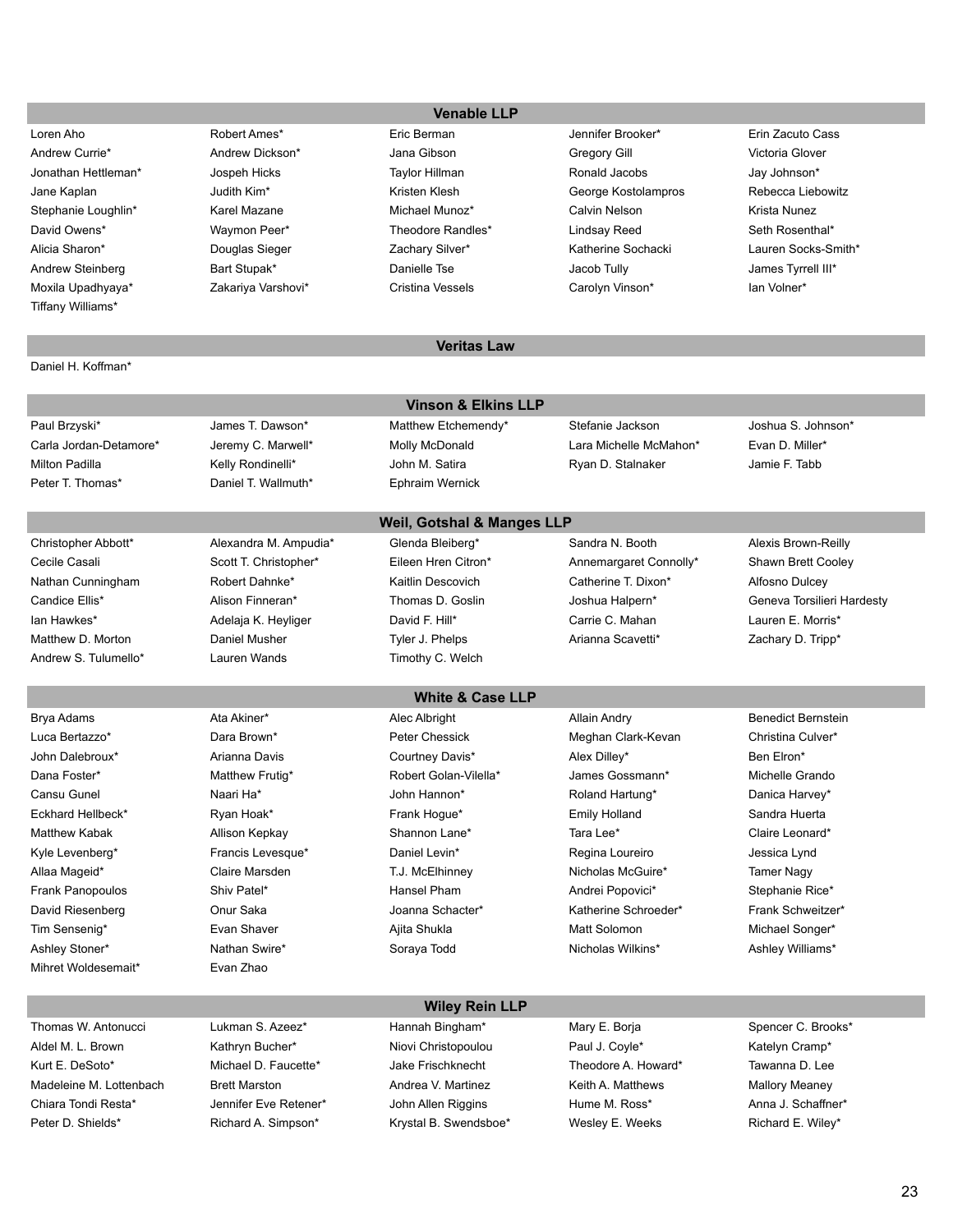## Venable LLP

| | | | | |
|---|---|---|---|---|
| Loren Aho | Robert Ames* | Eric Berman | Jennifer Brooker* | Erin Zacuto Cass |
| Andrew Currie* | Andrew Dickson* | Jana Gibson | Gregory Gill | Victoria Glover |
| Jonathan Hettleman* | Jospeh Hicks | Taylor Hillman | Ronald Jacobs | Jay Johnson* |
| Jane Kaplan | Judith Kim* | Kristen Klesh | George Kostolampros | Rebecca Liebowitz |
| Stephanie Loughlin* | Karel Mazane | Michael Munoz* | Calvin Nelson | Krista Nunez |
| David Owens* | Waymon Peer* | Theodore Randles* | Lindsay Reed | Seth Rosenthal* |
| Alicia Sharon* | Douglas Sieger | Zachary Silver* | Katherine Sochacki | Lauren Socks-Smith* |
| Andrew Steinberg | Bart Stupak* | Danielle Tse | Jacob Tully | James Tyrrell III* |
| Moxila Upadhyaya* | Zakariya Varshovi* | Cristina Vessels | Carolyn Vinson* | Ian Volner* |
| Tiffany Williams* | | | | |

## Veritas Law

Daniel H. Koffman*

## Vinson & Elkins LLP

| | | | | |
|---|---|---|---|---|
| Paul Brzyski* | James T. Dawson* | Matthew Etchemendy* | Stefanie Jackson | Joshua S. Johnson* |
| Carla Jordan-Detamore* | Jeremy C. Marwell* | Molly McDonald | Lara Michelle McMahon* | Evan D. Miller* |
| Milton Padilla | Kelly Rondinelli* | John M. Satira | Ryan D. Stalnaker | Jamie F. Tabb |
| Peter T. Thomas* | Daniel T. Wallmuth* | Ephraim Wernick | | |

## Weil, Gotshal & Manges LLP

| | | | | |
|---|---|---|---|---|
| Christopher Abbott* | Alexandra M. Ampudia* | Glenda Bleiberg* | Sandra N. Booth | Alexis Brown-Reilly |
| Cecile Casali | Scott T. Christopher* | Eileen Hren Citron* | Annemargaret Connolly* | Shawn Brett Cooley |
| Nathan Cunningham | Robert Dahnke* | Kaitlin Descovich | Catherine T. Dixon* | Alfosno Dulcey |
| Candice Ellis* | Alison Finneran* | Thomas D. Goslin | Joshua Halpern* | Geneva Torsilieri Hardesty |
| Ian Hawkes* | Adelaja K. Heyliger | David F. Hill* | Carrie C. Mahan | Lauren E. Morris* |
| Matthew D. Morton | Daniel Musher | Tyler J. Phelps | Arianna Scavetti* | Zachary D. Tripp* |
| Andrew S. Tulumello* | Lauren Wands | Timothy C. Welch | | |

## White & Case LLP

| | | | | |
|---|---|---|---|---|
| Brya Adams | Ata Akiner* | Alec Albright | Allain Andry | Benedict Bernstein |
| Luca Bertazzo* | Dara Brown* | Peter Chessick | Meghan Clark-Kevan | Christina Culver* |
| John Dalebroux* | Arianna Davis | Courtney Davis* | Alex Dilley* | Ben Elron* |
| Dana Foster* | Matthew Frutig* | Robert Golan-Vilella* | James Gossmann* | Michelle Grando |
| Cansu Gunel | Naari Ha* | John Hannon* | Roland Hartung* | Danica Harvey* |
| Eckhard Hellbeck* | Ryan Hoak* | Frank Hogue* | Emily Holland | Sandra Huerta |
| Matthew Kabak | Allison Kepkay | Shannon Lane* | Tara Lee* | Claire Leonard* |
| Kyle Levenberg* | Francis Levesque* | Daniel Levin* | Regina Loureiro | Jessica Lynd |
| Allaa Mageid* | Claire Marsden | T.J. McElhinney | Nicholas McGuire* | Tamer Nagy |
| Frank Panopoulos | Shiv Patel* | Hansel Pham | Andrei Popovici* | Stephanie Rice* |
| David Riesenberg | Onur Saka | Joanna Schacter* | Katherine Schroeder* | Frank Schweitzer* |
| Tim Sensenig* | Evan Shaver | Ajita Shukla | Matt Solomon | Michael Songer* |
| Ashley Stoner* | Nathan Swire* | Soraya Todd | Nicholas Wilkins* | Ashley Williams* |
| Mihret Woldesemait* | Evan Zhao | | | |

## Wiley Rein LLP

| | | | | |
|---|---|---|---|---|
| Thomas W. Antonucci | Lukman S. Azeez* | Hannah Bingham* | Mary E. Borja | Spencer C. Brooks* |
| Aldel M. L. Brown | Kathryn Bucher* | Niovi Christopoulou | Paul J. Coyle* | Katelyn Cramp* |
| Kurt E. DeSoto* | Michael D. Faucette* | Jake Frischknecht | Theodore A. Howard* | Tawanna D. Lee |
| Madeleine M. Lottenbach | Brett Marston | Andrea V. Martinez | Keith A. Matthews | Mallory Meaney |
| Chiara Tondi Resta* | Jennifer Eve Retener* | John Allen Riggins | Hume M. Ross* | Anna J. Schaffner* |
| Peter D. Shields* | Richard A. Simpson* | Krystal B. Swendsboe* | Wesley E. Weeks | Richard E. Wiley* |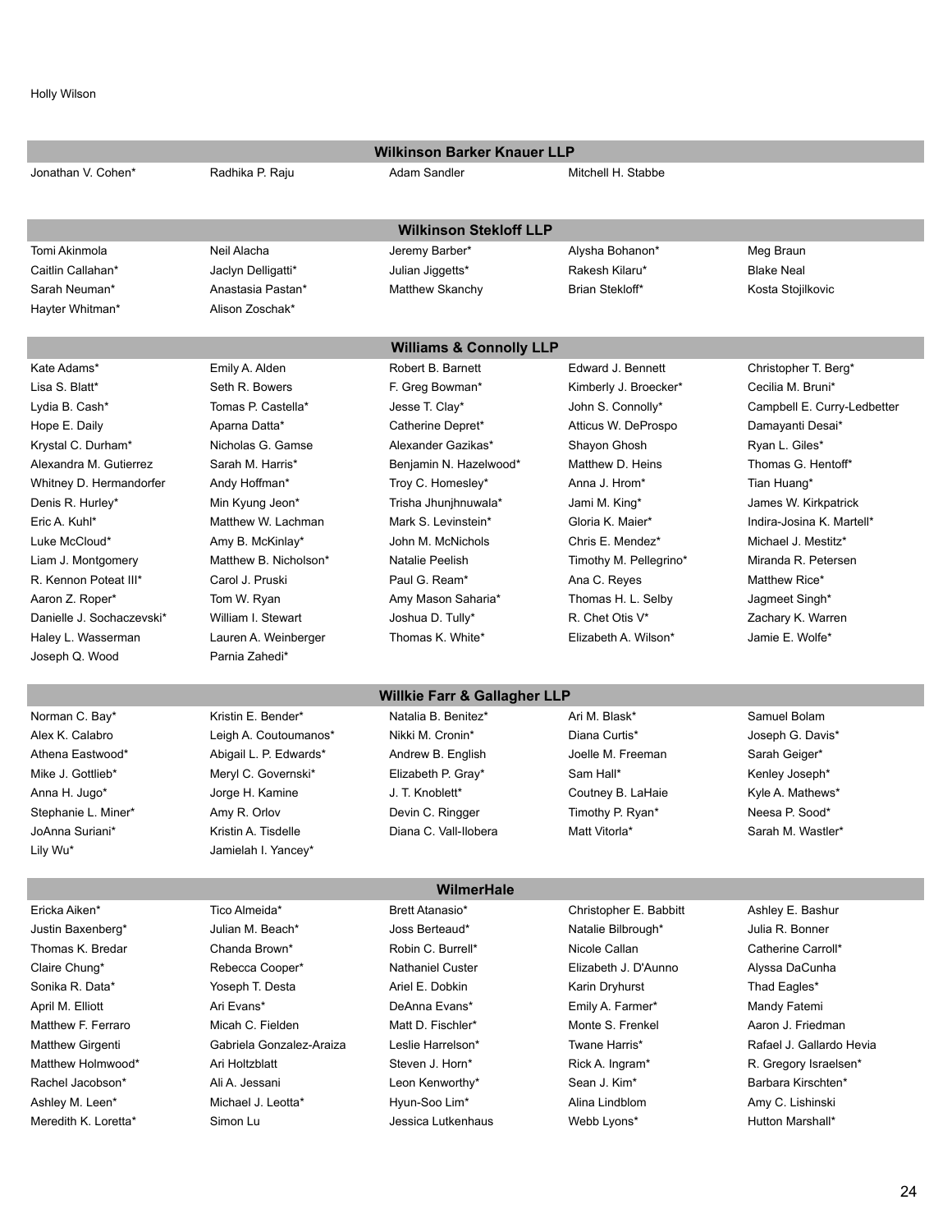Holly Wilson

## Wilkinson Barker Knauer LLP

| | | | |
|---|---|---|---|
| Jonathan V. Cohen* | Radhika P. Raju | Adam Sandler | Mitchell H. Stabbe |

## Wilkinson Stekloff LLP

| | | | | |
|---|---|---|---|---|
| Tomi Akinmola | Neil Alacha | Jeremy Barber* | Alysha Bohanon* | Meg Braun |
| Caitlin Callahan* | Jaclyn Delligatti* | Julian Jiggetts* | Rakesh Kilaru* | Blake Neal |
| Sarah Neuman* | Anastasia Pastan* | Matthew Skanchy | Brian Stekloff* | Kosta Stojilkovic |
| Hayter Whitman* | Alison Zoschak* | | | |

## Williams & Connolly LLP

| | | | | |
|---|---|---|---|---|
| Kate Adams* | Emily A. Alden | Robert B. Barnett | Edward J. Bennett | Christopher T. Berg* |
| Lisa S. Blatt* | Seth R. Bowers | F. Greg Bowman* | Kimberly J. Broecker* | Cecilia M. Bruni* |
| Lydia B. Cash* | Tomas P. Castella* | Jesse T. Clay* | John S. Connolly* | Campbell E. Curry-Ledbetter |
| Hope E. Daily | Aparna Datta* | Catherine Depret* | Atticus W. DeProspo | Damayanti Desai* |
| Krystal C. Durham* | Nicholas G. Gamse | Alexander Gazikas* | Shayon Ghosh | Ryan L. Giles* |
| Alexandra M. Gutierrez | Sarah M. Harris* | Benjamin N. Hazelwood* | Matthew D. Heins | Thomas G. Hentoff* |
| Whitney D. Hermandorfer | Andy Hoffman* | Troy C. Homesley* | Anna J. Hrom* | Tian Huang* |
| Denis R. Hurley* | Min Kyung Jeon* | Trisha Jhunjhnuwala* | Jami M. King* | James W. Kirkpatrick |
| Eric A. Kuhl* | Matthew W. Lachman | Mark S. Levinstein* | Gloria K. Maier* | Indira-Josina K. Martell* |
| Luke McCloud* | Amy B. McKinlay* | John M. McNichols | Chris E. Mendez* | Michael J. Mestitz* |
| Liam J. Montgomery | Matthew B. Nicholson* | Natalie Peelish | Timothy M. Pellegrino* | Miranda R. Petersen |
| R. Kennon Poteat III* | Carol J. Pruski | Paul G. Ream* | Ana C. Reyes | Matthew Rice* |
| Aaron Z. Roper* | Tom W. Ryan | Amy Mason Saharia* | Thomas H. L. Selby | Jagmeet Singh* |
| Danielle J. Sochaczevski* | William I. Stewart | Joshua D. Tully* | R. Chet Otis V* | Zachary K. Warren |
| Haley L. Wasserman | Lauren A. Weinberger | Thomas K. White* | Elizabeth A. Wilson* | Jamie E. Wolfe* |
| Joseph Q. Wood | Parnia Zahedi* | | | |

## Willkie Farr & Gallagher LLP

| | | | | |
|---|---|---|---|---|
| Norman C. Bay* | Kristin E. Bender* | Natalia B. Benitez* | Ari M. Blask* | Samuel Bolam |
| Alex K. Calabro | Leigh A. Coutoumanos* | Nikki M. Cronin* | Diana Curtis* | Joseph G. Davis* |
| Athena Eastwood* | Abigail L. P. Edwards* | Andrew B. English | Joelle M. Freeman | Sarah Geiger* |
| Mike J. Gottlieb* | Meryl C. Governski* | Elizabeth P. Gray* | Sam Hall* | Kenley Joseph* |
| Anna H. Jugo* | Jorge H. Kamine | J. T. Knoblett* | Coutney B. LaHaie | Kyle A. Mathews* |
| Stephanie L. Miner* | Amy R. Orlov | Devin C. Ringger | Timothy P. Ryan* | Neesa P. Sood* |
| JoAnna Suriani* | Kristin A. Tisdelle | Diana C. Vall-llobera | Matt Vitorla* | Sarah M. Wastler* |
| Lily Wu* | Jamielah I. Yancey* | | | |

## WilmerHale

| | | | | |
|---|---|---|---|---|
| Ericka Aiken* | Tico Almeida* | Brett Atanasio* | Christopher E. Babbitt | Ashley E. Bashur |
| Justin Baxenberg* | Julian M. Beach* | Joss Berteaud* | Natalie Bilbrough* | Julia R. Bonner |
| Thomas K. Bredar | Chanda Brown* | Robin C. Burrell* | Nicole Callan | Catherine Carroll* |
| Claire Chung* | Rebecca Cooper* | Nathaniel Custer | Elizabeth J. D'Aunno | Alyssa DaCunha |
| Sonika R. Data* | Yoseph T. Desta | Ariel E. Dobkin | Karin Dryhurst | Thad Eagles* |
| April M. Elliott | Ari Evans* | DeAnna Evans* | Emily A. Farmer* | Mandy Fatemi |
| Matthew F. Ferraro | Micah C. Fielden | Matt D. Fischler* | Monte S. Frenkel | Aaron J. Friedman |
| Matthew Girgenti | Gabriela Gonzalez-Araiza | Leslie Harrelson* | Twane Harris* | Rafael J. Gallardo Hevia |
| Matthew Holmwood* | Ari Holtzblatt | Steven J. Horn* | Rick A. Ingram* | R. Gregory Israelsen* |
| Rachel Jacobson* | Ali A. Jessani | Leon Kenworthy* | Sean J. Kim* | Barbara Kirschten* |
| Ashley M. Leen* | Michael J. Leotta* | Hyun-Soo Lim* | Alina Lindblom | Amy C. Lishinski |
| Meredith K. Loretta* | Simon Lu | Jessica Lutkenhaus | Webb Lyons* | Hutton Marshall* |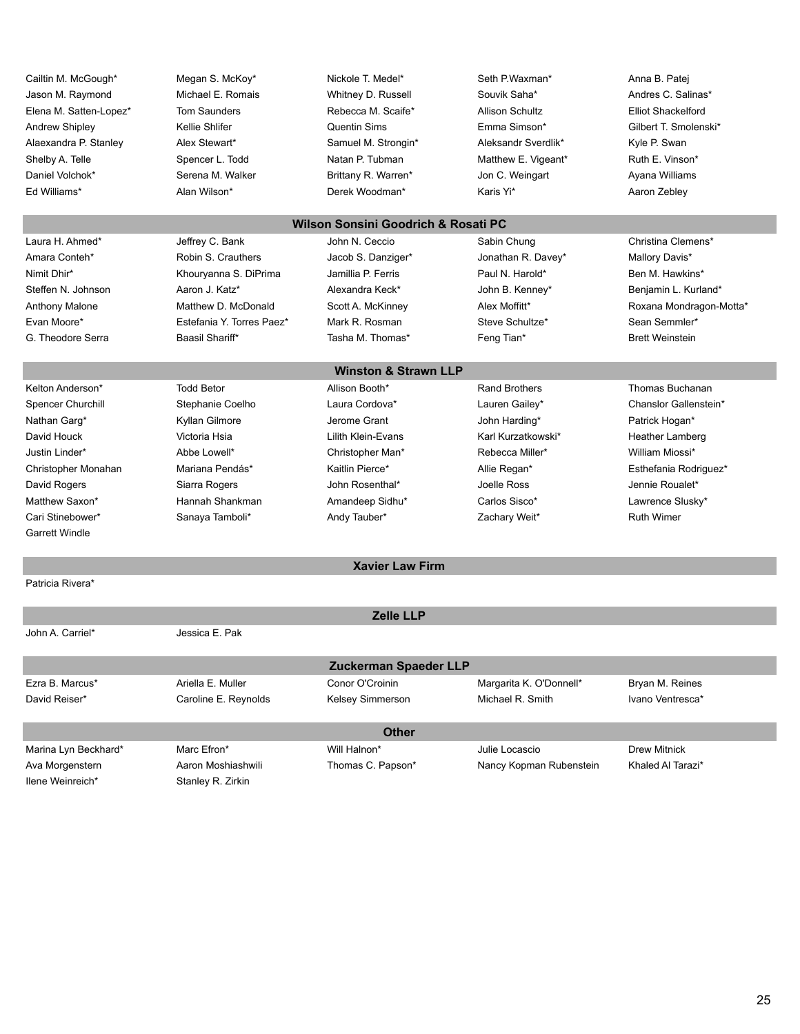| | | | | |
|---|---|---|---|---|
| Cailtin M. McGough* | Megan S. McKoy* | Nickole T. Medel* | Seth P.Waxman* | Anna B. Patej |
| Jason M. Raymond | Michael E. Romais | Whitney D. Russell | Souvik Saha* | Andres C. Salinas* |
| Elena M. Satten-Lopez* | Tom Saunders | Rebecca M. Scaife* | Allison Schultz | Elliot Shackelford |
| Andrew Shipley | Kellie Shlifer | Quentin Sims | Emma Simson* | Gilbert T. Smolenski* |
| Alaexandra P. Stanley | Alex Stewart* | Samuel M. Strongin* | Aleksandr Sverdlik* | Kyle P. Swan |
| Shelby A. Telle | Spencer L. Todd | Natan P. Tubman | Matthew E. Vigeant* | Ruth E. Vinson* |
| Daniel Volchok* | Serena M. Walker | Brittany R. Warren* | Jon C. Weingart | Ayana Williams |
| Ed Williams* | Alan Wilson* | Derek Woodman* | Karis Yi* | Aaron Zebley |

## Wilson Sonsini Goodrich & Rosati PC

| | | | | |
|---|---|---|---|---|
| Laura H. Ahmed* | Jeffrey C. Bank | John N. Ceccio | Sabin Chung | Christina Clemens* |
| Amara Conteh* | Robin S. Crauthers | Jacob S. Danziger* | Jonathan R. Davey* | Mallory Davis* |
| Nimit Dhir* | Khouryanna S. DiPrima | Jamillia P. Ferris | Paul N. Harold* | Ben M. Hawkins* |
| Steffen N. Johnson | Aaron J. Katz* | Alexandra Keck* | John B. Kenney* | Benjamin L. Kurland* |
| Anthony Malone | Matthew D. McDonald | Scott A. McKinney | Alex Moffitt* | Roxana Mondragon-Motta* |
| Evan Moore* | Estefania Y. Torres Paez* | Mark R. Rosman | Steve Schultze* | Sean Semmler* |
| G. Theodore Serra | Baasil Shariff* | Tasha M. Thomas* | Feng Tian* | Brett Weinstein |

## Winston & Strawn LLP

| | | | | |
|---|---|---|---|---|
| Kelton Anderson* | Todd Betor | Allison Booth* | Rand Brothers | Thomas Buchanan |
| Spencer Churchill | Stephanie Coelho | Laura Cordova* | Lauren Gailey* | Chanslor Gallenstein* |
| Nathan Garg* | Kyllan Gilmore | Jerome Grant | John Harding* | Patrick Hogan* |
| David Houck | Victoria Hsia | Lilith Klein-Evans | Karl Kurzatkowski* | Heather Lamberg |
| Justin Linder* | Abbe Lowell* | Christopher Man* | Rebecca Miller* | William Miossi* |
| Christopher Monahan | Mariana Pendás* | Kaitlin Pierce* | Allie Regan* | Esthefania Rodriguez* |
| David Rogers | Siarra Rogers | John Rosenthal* | Joelle Ross | Jennie Roualet* |
| Matthew Saxon* | Hannah Shankman | Amandeep Sidhu* | Carlos Sisco* | Lawrence Slusky* |
| Cari Stinebower* | Sanaya Tamboli* | Andy Tauber* | Zachary Weit* | Ruth Wimer |
| Garrett Windle | | | | |

## Xavier Law Firm

Patricia Rivera*

## Zelle LLP

| | |
|---|---|
| John A. Carriel* | Jessica E. Pak |

## Zuckerman Spaeder LLP

| | | | | |
|---|---|---|---|---|
| Ezra B. Marcus* | Ariella E. Muller | Conor O'Croinin | Margarita K. O'Donnell* | Bryan M. Reines |
| David Reiser* | Caroline E. Reynolds | Kelsey Simmerson | Michael R. Smith | Ivano Ventresca* |

## Other

| | | | | |
|---|---|---|---|---|
| Marina Lyn Beckhard* | Marc Efron* | Will Halnon* | Julie Locascio | Drew Mitnick |
| Ava Morgenstern | Aaron Moshiashwili | Thomas C. Papson* | Nancy Kopman Rubenstein | Khaled Al Tarazi* |
| Ilene Weinreich* | Stanley R. Zirkin | | | |